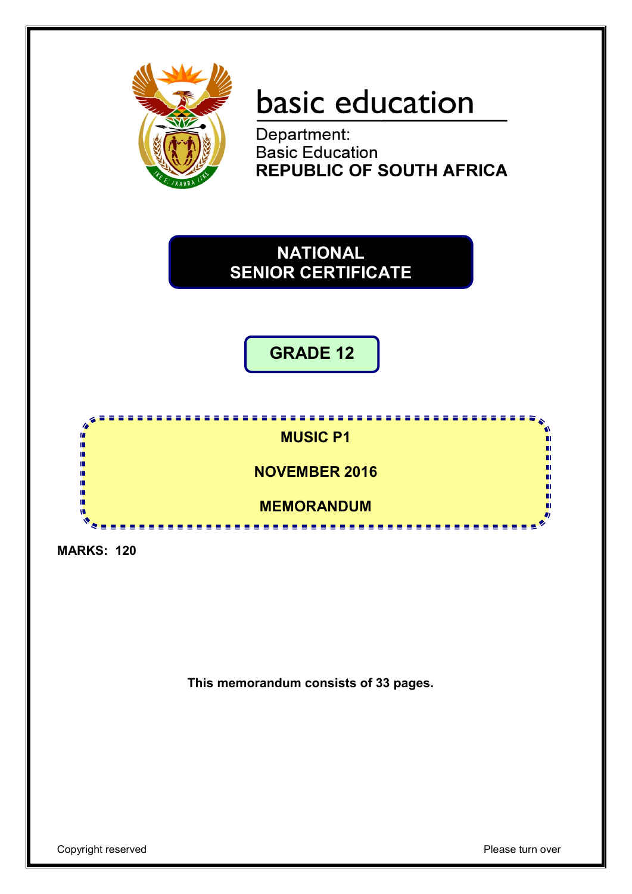basic education

Department:
Basic Education
**REPUBLIC OF SOUTH AFRICA**

# NATIONAL SENIOR CERTIFICATE

## GRADE 12

**MUSIC P1**

**NOVEMBER 2016**

**MEMORANDUM**

**MARKS: 120**

**This memorandum consists of 33 pages.**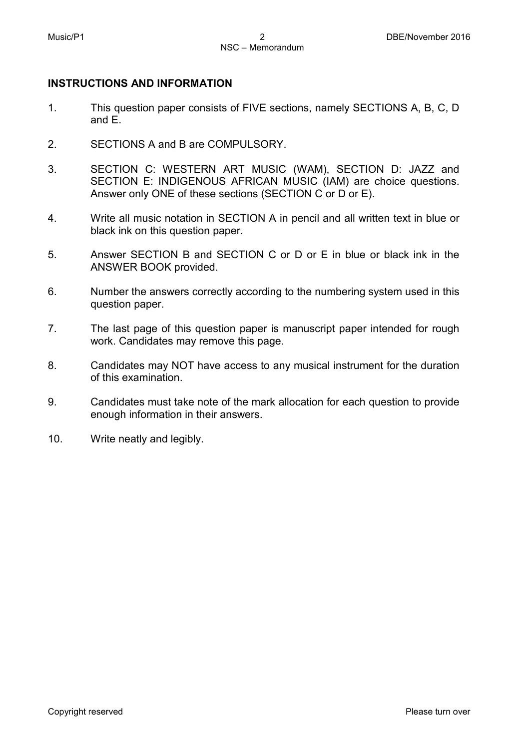## INSTRUCTIONS AND INFORMATION

1. This question paper consists of FIVE sections, namely SECTIONS A, B, C, D and E.

2. SECTIONS A and B are COMPULSORY.

3. SECTION C: WESTERN ART MUSIC (WAM), SECTION D: JAZZ and SECTION E: INDIGENOUS AFRICAN MUSIC (IAM) are choice questions. Answer only ONE of these sections (SECTION C or D or E).

4. Write all music notation in SECTION A in pencil and all written text in blue or black ink on this question paper.

5. Answer SECTION B and SECTION C or D or E in blue or black ink in the ANSWER BOOK provided.

6. Number the answers correctly according to the numbering system used in this question paper.

7. The last page of this question paper is manuscript paper intended for rough work. Candidates may remove this page.

8. Candidates may NOT have access to any musical instrument for the duration of this examination.

9. Candidates must take note of the mark allocation for each question to provide enough information in their answers.

10. Write neatly and legibly.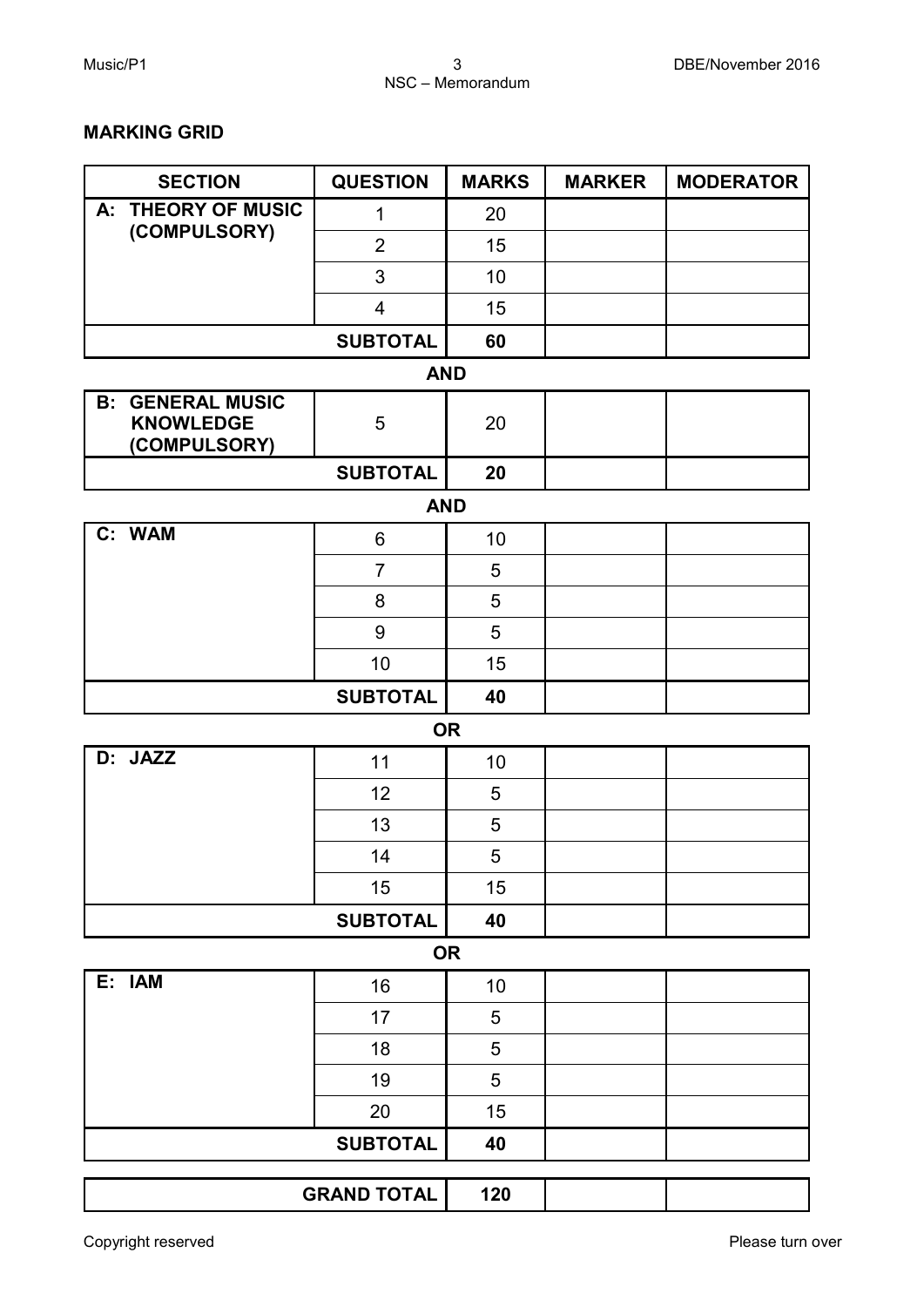## MARKING GRID

| SECTION | QUESTION | MARKS | MARKER | MODERATOR |
|---|---|---|---|---|
| **A: THEORY OF MUSIC (COMPULSORY)** | 1 | 20 | | |
| | 2 | 15 | | |
| | 3 | 10 | | |
| | 4 | 15 | | |
| | **SUBTOTAL** | **60** | | |

**AND**

| SECTION | QUESTION | MARKS | MARKER | MODERATOR |
|---|---|---|---|---|
| **B: GENERAL MUSIC KNOWLEDGE (COMPULSORY)** | 5 | 20 | | |
| | **SUBTOTAL** | **20** | | |

**AND**

| SECTION | QUESTION | MARKS | MARKER | MODERATOR |
|---|---|---|---|---|
| **C: WAM** | 6 | 10 | | |
| | 7 | 5 | | |
| | 8 | 5 | | |
| | 9 | 5 | | |
| | 10 | 15 | | |
| | **SUBTOTAL** | **40** | | |

**OR**

| SECTION | QUESTION | MARKS | MARKER | MODERATOR |
|---|---|---|---|---|
| **D: JAZZ** | 11 | 10 | | |
| | 12 | 5 | | |
| | 13 | 5 | | |
| | 14 | 5 | | |
| | 15 | 15 | | |
| | **SUBTOTAL** | **40** | | |

**OR**

| SECTION | QUESTION | MARKS | MARKER | MODERATOR |
|---|---|---|---|---|
| **E: IAM** | 16 | 10 | | |
| | 17 | 5 | | |
| | 18 | 5 | | |
| | 19 | 5 | | |
| | 20 | 15 | | |
| | **SUBTOTAL** | **40** | | |

| | | | |
|---|---|---|---|
| **GRAND TOTAL** | **120** | | |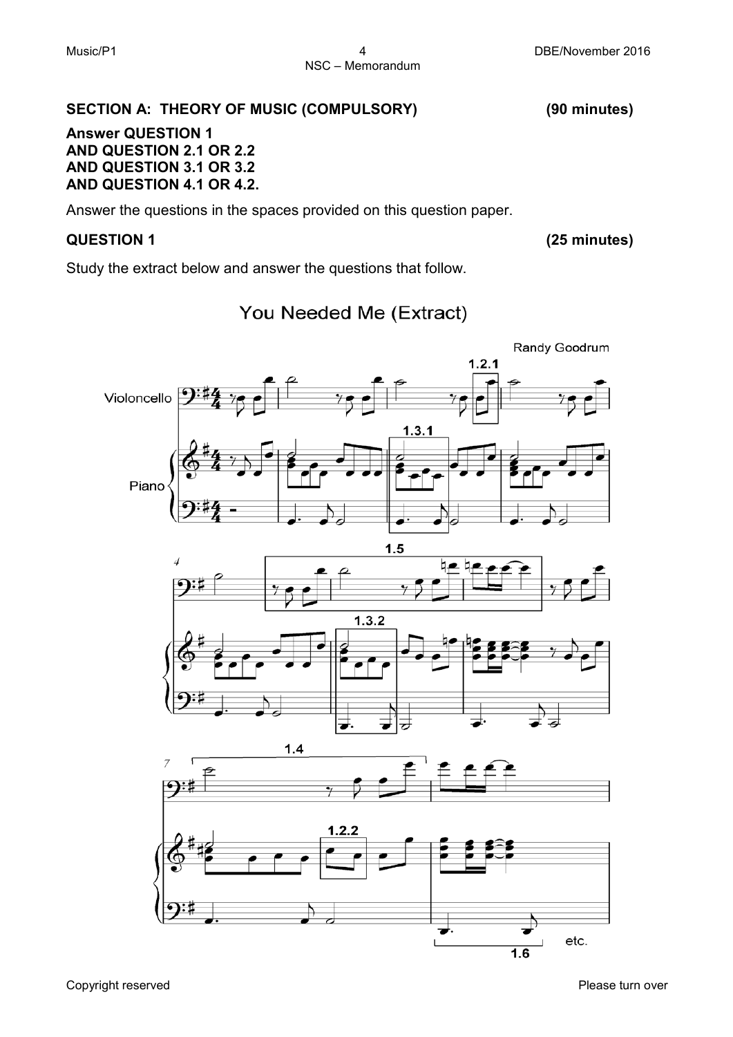## SECTION A: THEORY OF MUSIC (COMPULSORY) (90 minutes)

**Answer QUESTION 1**
**AND QUESTION 2.1 OR 2.2**
**AND QUESTION 3.1 OR 3.2**
**AND QUESTION 4.1 OR 4.2.**

Answer the questions in the spaces provided on this question paper.

### QUESTION 1 (25 minutes)

Study the extract below and answer the questions that follow.

You Needed Me (Extract)

Randy Goodrum

Violoncello

Piano

1.2.1

1.3.1

1.5

1.3.2

1.4

1.2.2

1.6

etc.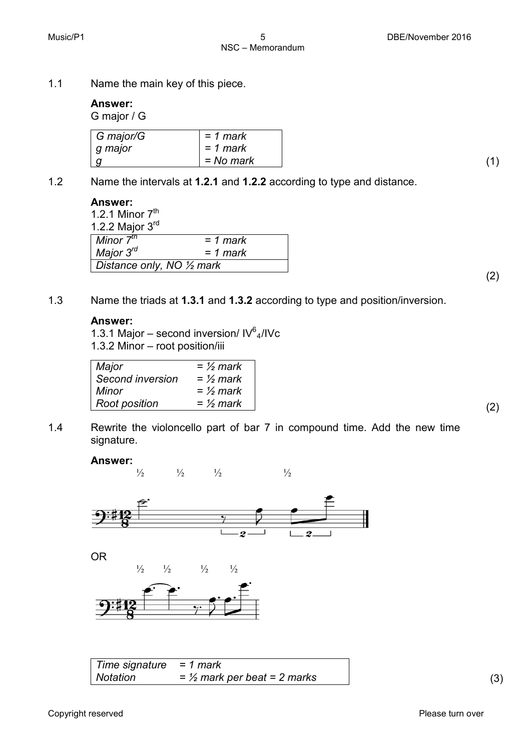1.1 Name the main key of this piece.

**Answer:**
G major / G

| | |
|---|---|
| *G major/G* | *= 1 mark* |
| *g major* | *= 1 mark* |
| *g* | *= No mark* |

(1)

1.2 Name the intervals at **1.2.1** and **1.2.2** according to type and distance.

**Answer:**
1.2.1 Minor 7$^{th}$
1.2.2 Major 3$^{rd}$

| | |
|---|---|
| *Minor 7$^{th}$* | *= 1 mark* |
| *Major 3$^{rd}$* | *= 1 mark* |
| *Distance only, NO ½ mark* | |

(2)

1.3 Name the triads at **1.3.1** and **1.3.2** according to type and position/inversion.

**Answer:**
1.3.1 Major – second inversion/ IV$^6_4$/IVc
1.3.2 Minor – root position/iii

| | |
|---|---|
| *Major* | *= ½ mark* |
| *Second inversion* | *= ½ mark* |
| *Minor* | *= ½ mark* |
| *Root position* | *= ½ mark* |

(2)

1.4 Rewrite the violoncello part of bar 7 in compound time. Add the new time signature.

**Answer:**

½ ½ ½ ½

OR

½ ½ ½ ½

| | |
|---|---|
| *Time signature* | *= 1 mark* |
| *Notation* | *= ½ mark per beat = 2 marks* |

(3)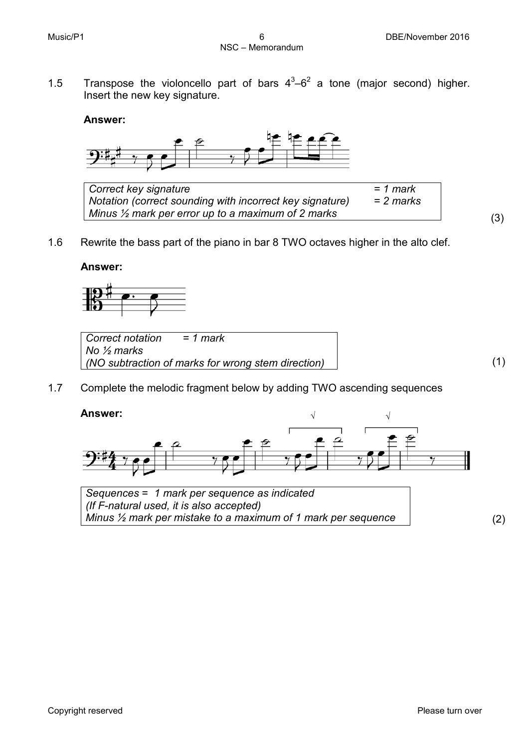1.5 Transpose the violoncello part of bars $4^3$–$6^2$ a tone (major second) higher. Insert the new key signature.

**Answer:**

| | |
|---|---|
| *Correct key signature* | *= 1 mark* |
| *Notation (correct sounding with incorrect key signature)* | *= 2 marks* |
| *Minus ½ mark per error up to a maximum of 2 marks* | |

(3)

1.6 Rewrite the bass part of the piano in bar 8 TWO octaves higher in the alto clef.

**Answer:**

*Correct notation = 1 mark*
*No ½ marks*
*(NO subtraction of marks for wrong stem direction)*

(1)

1.7 Complete the melodic fragment below by adding TWO ascending sequences

**Answer:**

*Sequences = 1 mark per sequence as indicated*
*(If F-natural used, it is also accepted)*
*Minus ½ mark per mistake to a maximum of 1 mark per sequence*

(2)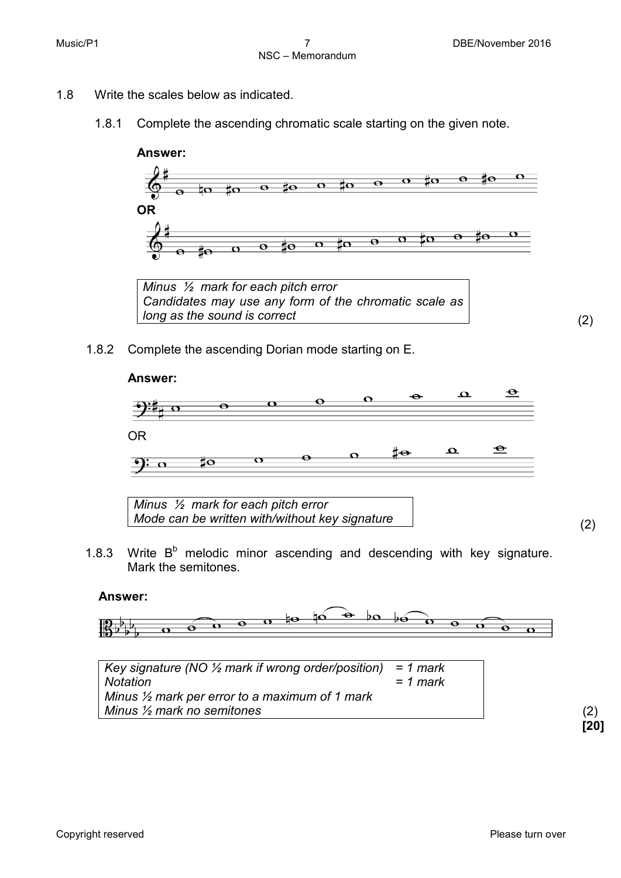1.8 Write the scales below as indicated.

1.8.1 Complete the ascending chromatic scale starting on the given note.

**Answer:**

**OR**

| *Minus ½ mark for each pitch error* *Candidates may use any form of the chromatic scale as long as the sound is correct* |
|---|

(2)

1.8.2 Complete the ascending Dorian mode starting on E.

**Answer:**

OR

| *Minus ½ mark for each pitch error* *Mode can be written with/without key signature* |
|---|

(2)

1.8.3 Write $B^b$ melodic minor ascending and descending with key signature. Mark the semitones.

**Answer:**

| | |
|---|---|
| *Key signature (NO ½ mark if wrong order/position)* | *= 1 mark* |
| *Notation* | *= 1 mark* |
| *Minus ½ mark per error to a maximum of 1 mark* | |
| *Minus ½ mark no semitones* | |

(2)

**[20]**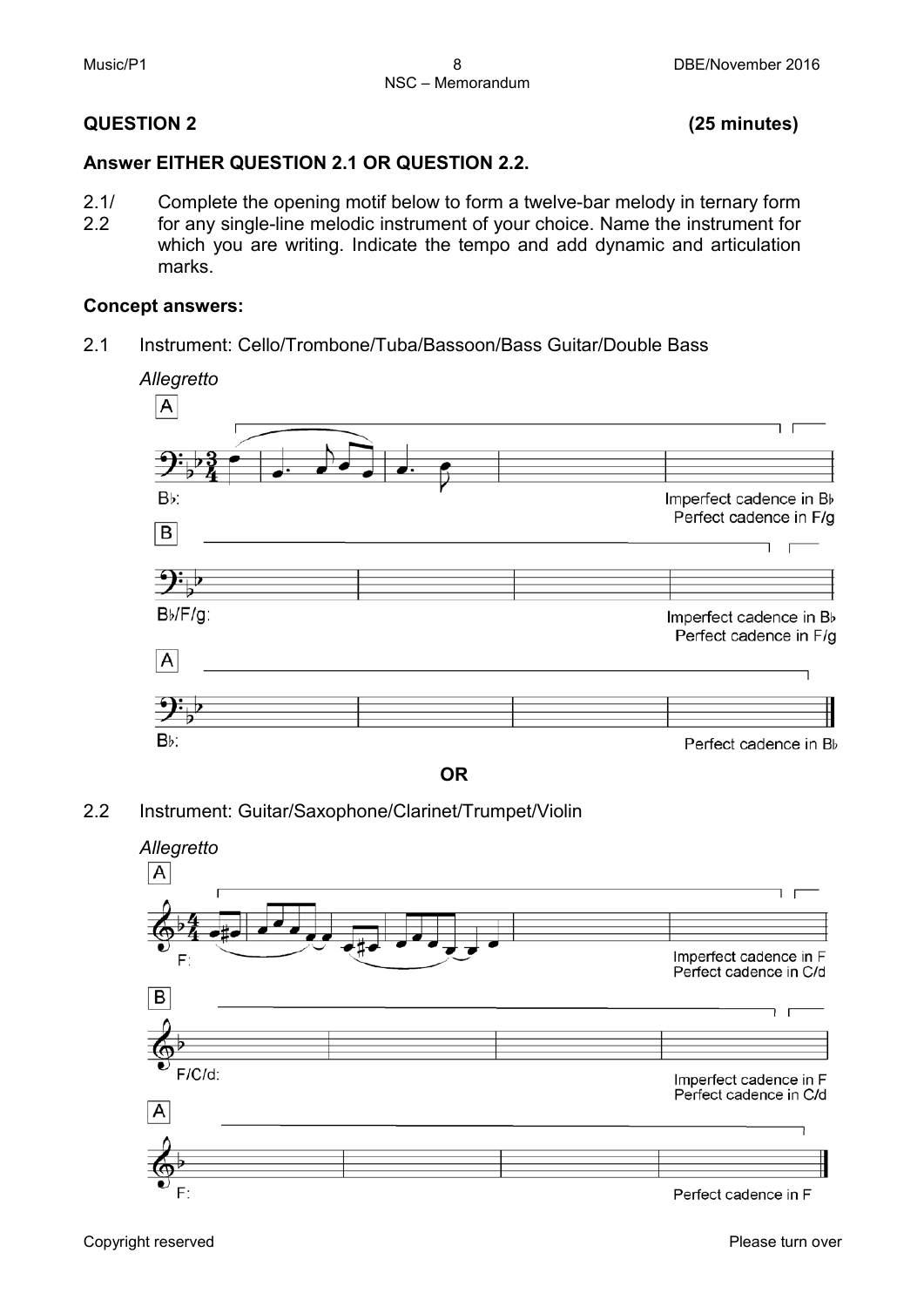## QUESTION 2 (25 minutes)

**Answer EITHER QUESTION 2.1 OR QUESTION 2.2.**

2.1/ 2.2 Complete the opening motif below to form a twelve-bar melody in ternary form for any single-line melodic instrument of your choice. Name the instrument for which you are writing. Indicate the tempo and add dynamic and articulation marks.

**Concept answers:**

2.1 Instrument: Cello/Trombone/Tuba/Bassoon/Bass Guitar/Double Bass

*Allegretto*

A

B♭:

Imperfect cadence in B♭
Perfect cadence in F/g

B

B♭/F/g:

Imperfect cadence in B♭
Perfect cadence in F/g

A

B♭:

Perfect cadence in B♭

**OR**

2.2 Instrument: Guitar/Saxophone/Clarinet/Trumpet/Violin

*Allegretto*

A

F:

Imperfect cadence in F
Perfect cadence in C/d

B

F/C/d:

Imperfect cadence in F
Perfect cadence in C/d

A

F:

Perfect cadence in F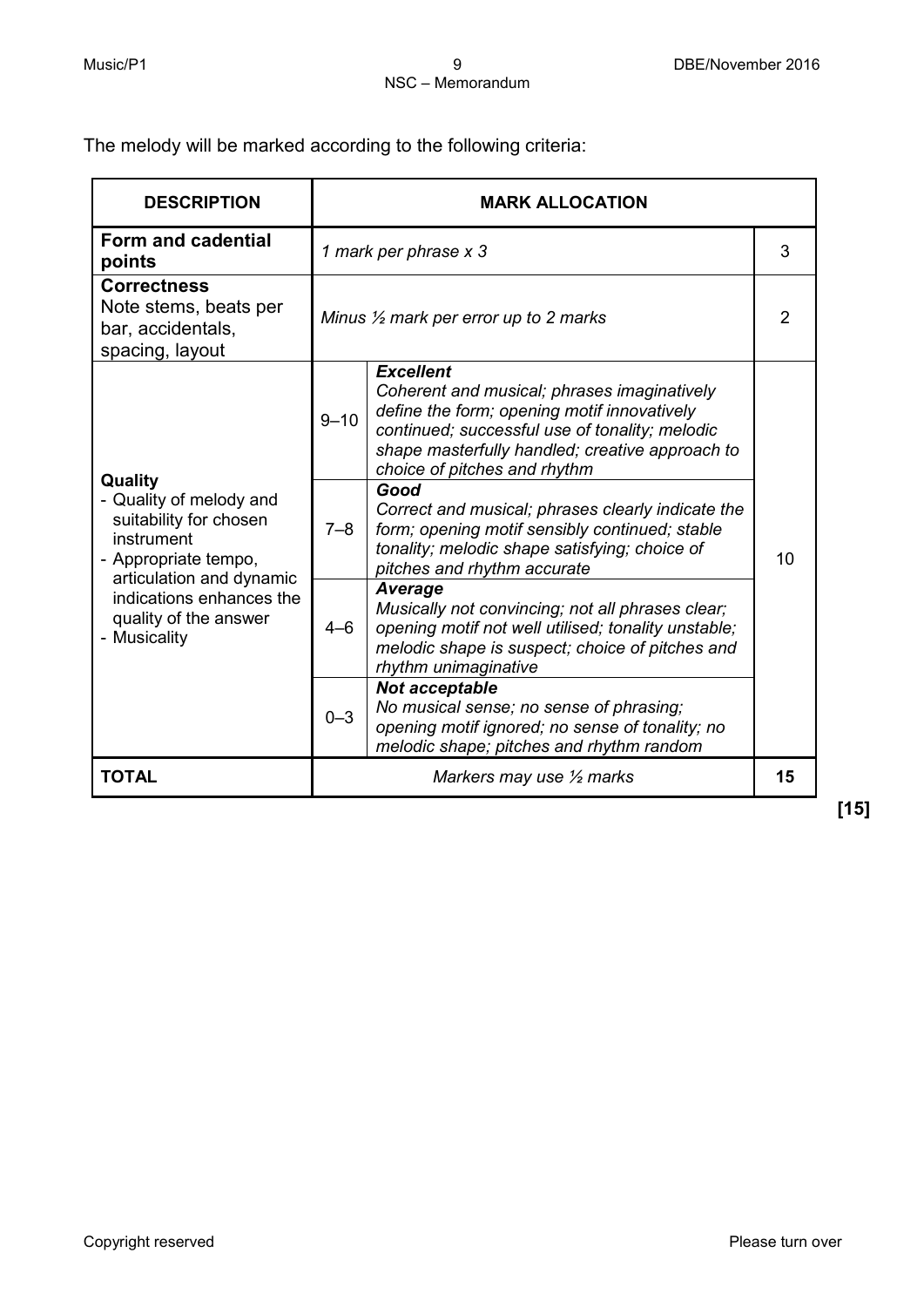The melody will be marked according to the following criteria:

| DESCRIPTION | MARK ALLOCATION | | |
|---|---|---|---|
| **Form and cadential points** | *1 mark per phrase x 3* | | 3 |
| **Correctness**<br>Note stems, beats per bar, accidentals, spacing, layout | *Minus ½ mark per error up to 2 marks* | | 2 |
| **Quality**<br>- Quality of melody and suitability for chosen instrument<br>- Appropriate tempo, articulation and dynamic indications enhances the quality of the answer<br>- Musicality | 9–10 | ***Excellent***<br>*Coherent and musical; phrases imaginatively define the form; opening motif innovatively continued; successful use of tonality; melodic shape masterfully handled; creative approach to choice of pitches and rhythm* | 10 |
| | 7–8 | ***Good***<br>*Correct and musical; phrases clearly indicate the form; opening motif sensibly continued; stable tonality; melodic shape satisfying; choice of pitches and rhythm accurate* | |
| | 4–6 | ***Average***<br>*Musically not convincing; not all phrases clear; opening motif not well utilised; tonality unstable; melodic shape is suspect; choice of pitches and rhythm unimaginative* | |
| | 0–3 | ***Not acceptable***<br>*No musical sense; no sense of phrasing; opening motif ignored; no sense of tonality; no melodic shape; pitches and rhythm random* | |
| **TOTAL** | *Markers may use ½ marks* | | **15** |

**[15]**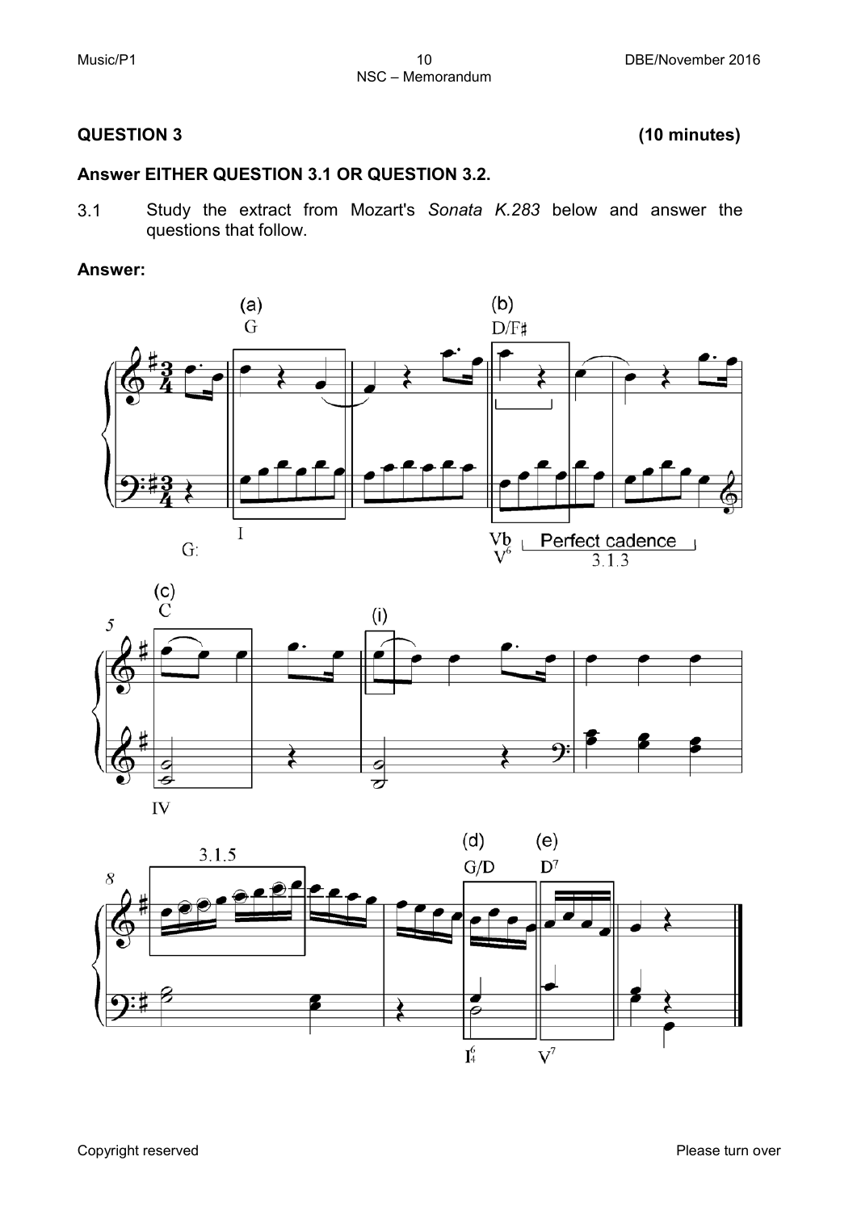## QUESTION 3 **(10 minutes)**

**Answer EITHER QUESTION 3.1 OR QUESTION 3.2.**

3.1 Study the extract from Mozart's *Sonata K.283* below and answer the questions that follow.

**Answer:**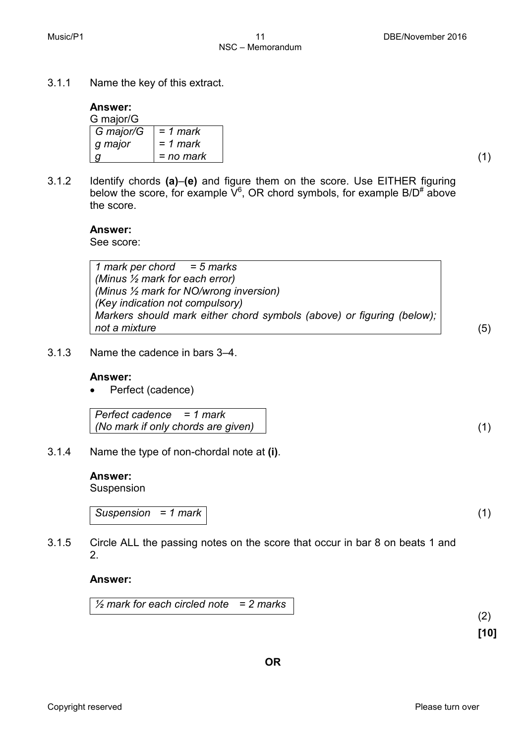3.1.1 Name the key of this extract.

**Answer:**
G major/G

| G major/G | = 1 mark |
| --- | --- |
| g major | = 1 mark |
| g | = no mark |

(1)

3.1.2 Identify chords **(a)**–**(e)** and figure them on the score. Use EITHER figuring below the score, for example $V^6$, OR chord symbols, for example B/D# above the score.

**Answer:**
See score:

| *1 mark per chord = 5 marks* |
| --- |
| *(Minus ½ mark for each error)* |
| *(Minus ½ mark for NO/wrong inversion)* |
| *(Key indication not compulsory)* |
| *Markers should mark either chord symbols (above) or figuring (below); not a mixture* |

(5)

3.1.3 Name the cadence in bars 3–4.

**Answer:**

- Perfect (cadence)

| *Perfect cadence = 1 mark* |
| --- |
| *(No mark if only chords are given)* |

(1)

3.1.4 Name the type of non-chordal note at **(i)**.

**Answer:**
Suspension

| *Suspension = 1 mark* |
| --- |

(1)

3.1.5 Circle ALL the passing notes on the score that occur in bar 8 on beats 1 and 2.

**Answer:**

| *½ mark for each circled note = 2 marks* |
| --- |

(2)

**[10]**

**OR**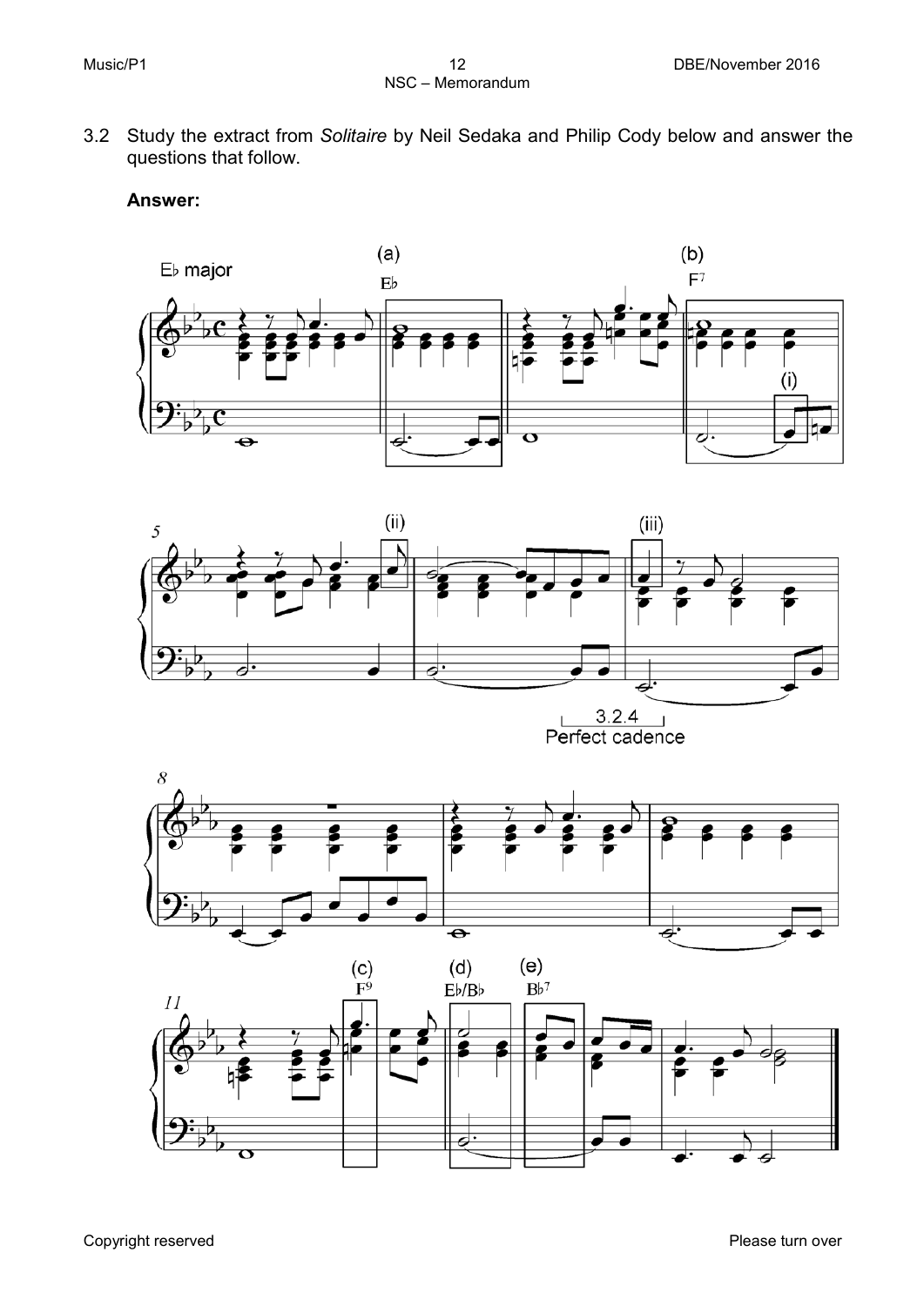3.2 Study the extract from *Solitaire* by Neil Sedaka and Philip Cody below and answer the questions that follow.

**Answer:**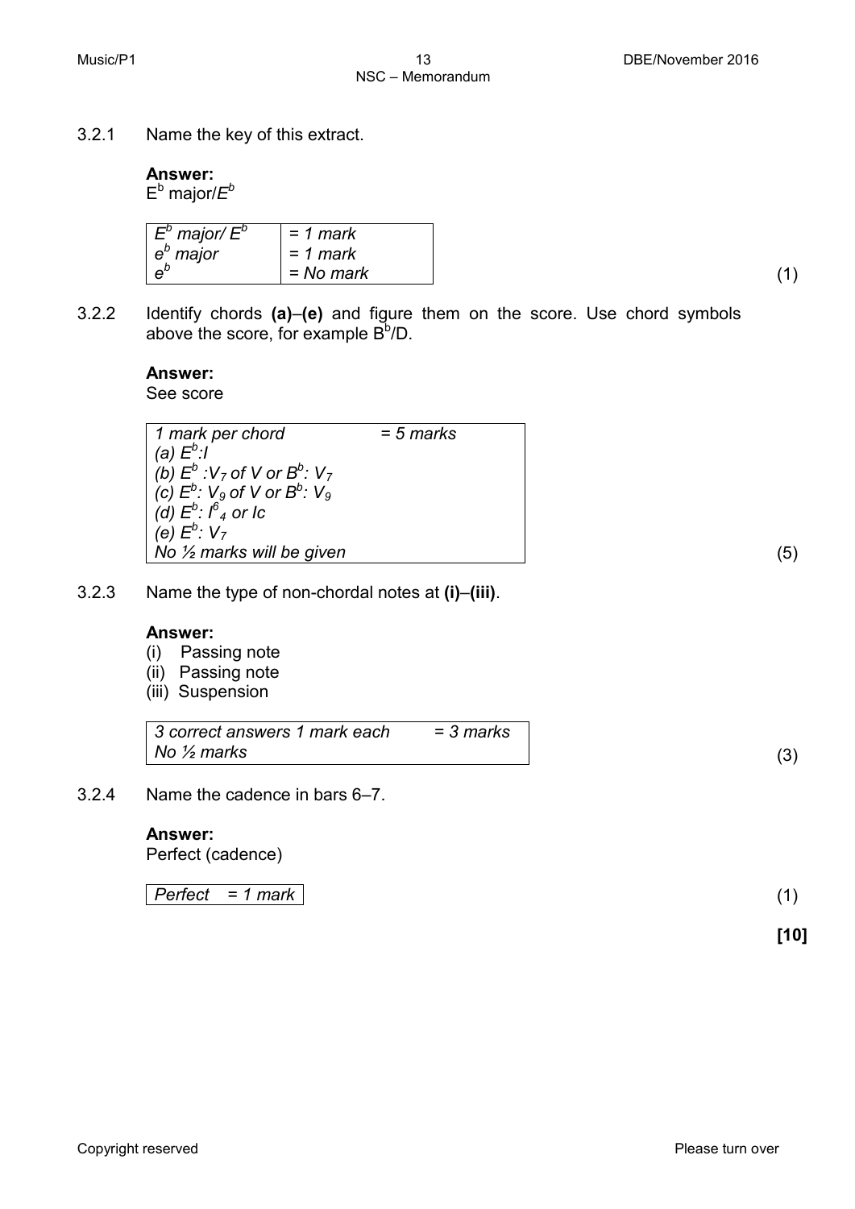3.2.1 Name the key of this extract.

**Answer:**
$E^b$ major/*$E^b$*

| | |
|---|---|
| *$E^b$ major/ $E^b$* | *= 1 mark* |
| *$e^b$ major* | *= 1 mark* |
| *$e^b$* | *= No mark* |

(1)

3.2.2 Identify chords **(a)**–**(e)** and figure them on the score. Use chord symbols above the score, for example $B^b$/D.

**Answer:**
See score

| | |
|---|---|
| *1 mark per chord* | *= 5 marks* |
| *(a) $E^b$:I* | |
| *(b) $E^b$ :$V_7$ of V or $B^b$: $V_7$* | |
| *(c) $E^b$: $V_9$ of V or $B^b$: $V_9$* | |
| *(d) $E^b$: $I^6_4$ or Ic* | |
| *(e) $E^b$: $V_7$* | |
| *No ½ marks will be given* | |

(5)

3.2.3 Name the type of non-chordal notes at **(i)**–**(iii)**.

**Answer:**
(i) Passing note
(ii) Passing note
(iii) Suspension

| | |
|---|---|
| *3 correct answers 1 mark each* | *= 3 marks* |
| *No ½ marks* | |

(3)

3.2.4 Name the cadence in bars 6–7.

**Answer:**
Perfect (cadence)

| |
|---|
| *Perfect = 1 mark* |

(1)

**[10]**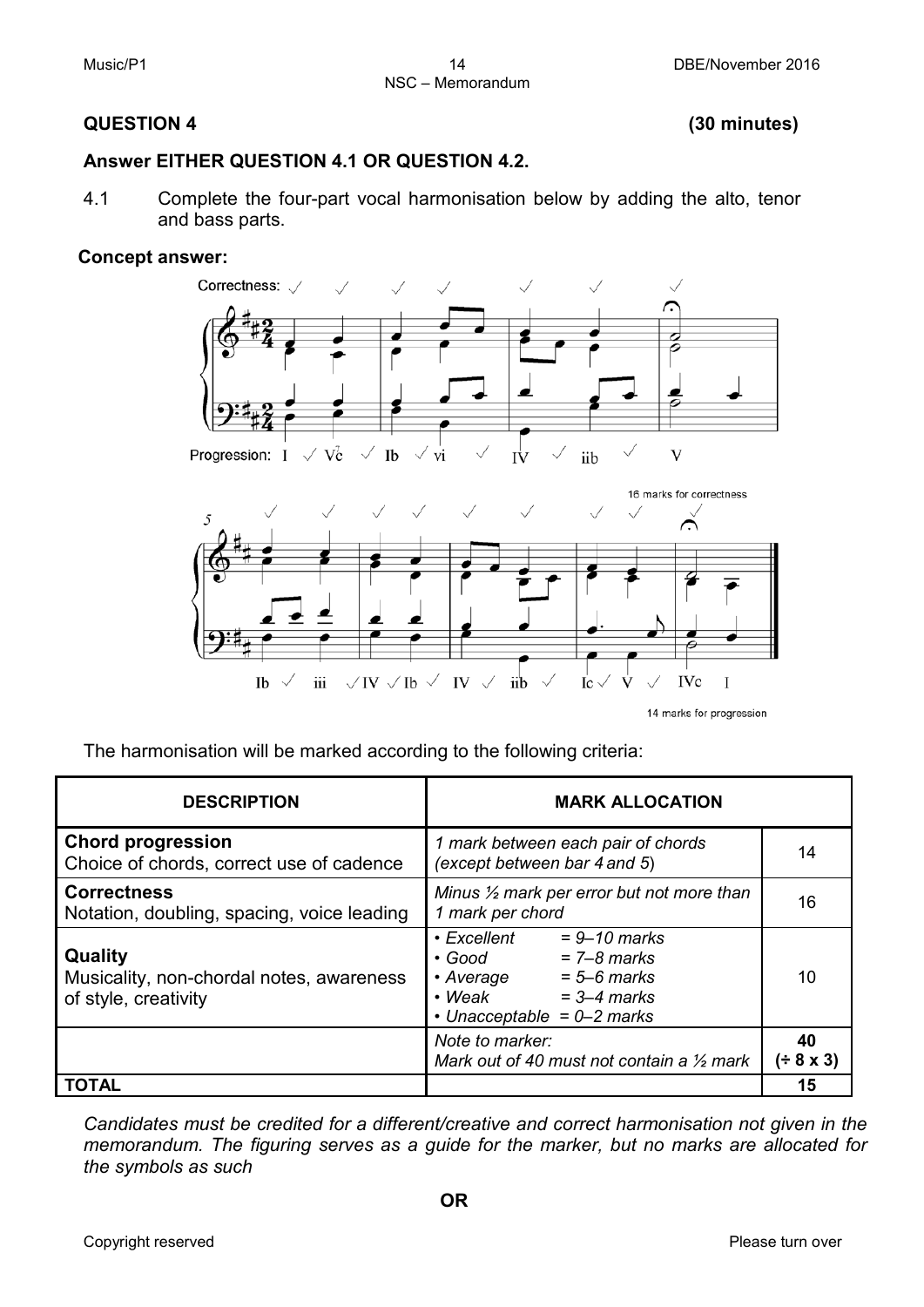## QUESTION 4 (30 minutes)

**Answer EITHER QUESTION 4.1 OR QUESTION 4.2.**

4.1 Complete the four-part vocal harmonisation below by adding the alto, tenor and bass parts.

**Concept answer:**

Correctness: ✓ ✓ ✓ ✓ ✓ ✓ ✓

Progression: I ✓ V7c ✓ Ib ✓ vi ✓ IV ✓ iib ✓ V

16 marks for correctness

Ib ✓ iii ✓ IV ✓ Ib ✓ IV ✓ iib ✓ Ic ✓ V ✓ IVc I

14 marks for progression

The harmonisation will be marked according to the following criteria:

| DESCRIPTION | MARK ALLOCATION | |
|---|---|---|
| **Chord progression**<br>Choice of chords, correct use of cadence | *1 mark between each pair of chords (except between bar 4 and 5)* | 14 |
| **Correctness**<br>Notation, doubling, spacing, voice leading | *Minus ½ mark per error but not more than 1 mark per chord* | 16 |
| **Quality**<br>Musicality, non-chordal notes, awareness of style, creativity | *• Excellent = 9–10 marks<br>• Good = 7–8 marks<br>• Average = 5–6 marks<br>• Weak = 3–4 marks<br>• Unacceptable = 0–2 marks* | 10 |
| | *Note to marker:<br>Mark out of 40 must not contain a ½ mark* | **40 (÷ 8 x 3)** |
| **TOTAL** | | **15** |

*Candidates must be credited for a different/creative and correct harmonisation not given in the memorandum. The figuring serves as a guide for the marker, but no marks are allocated for the symbols as such*

**OR**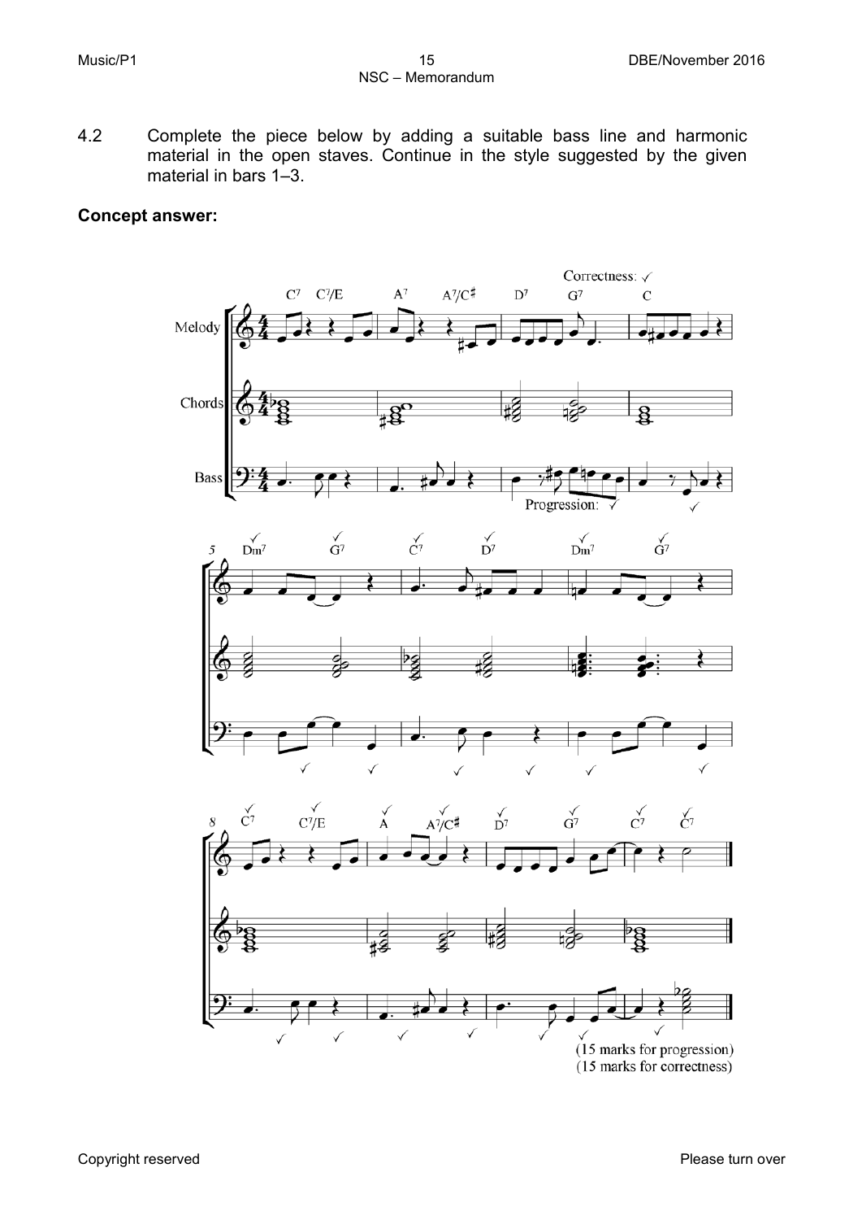4.2 Complete the piece below by adding a suitable bass line and harmonic material in the open staves. Continue in the style suggested by the given material in bars 1–3.

**Concept answer:**

(15 marks for progression)
(15 marks for correctness)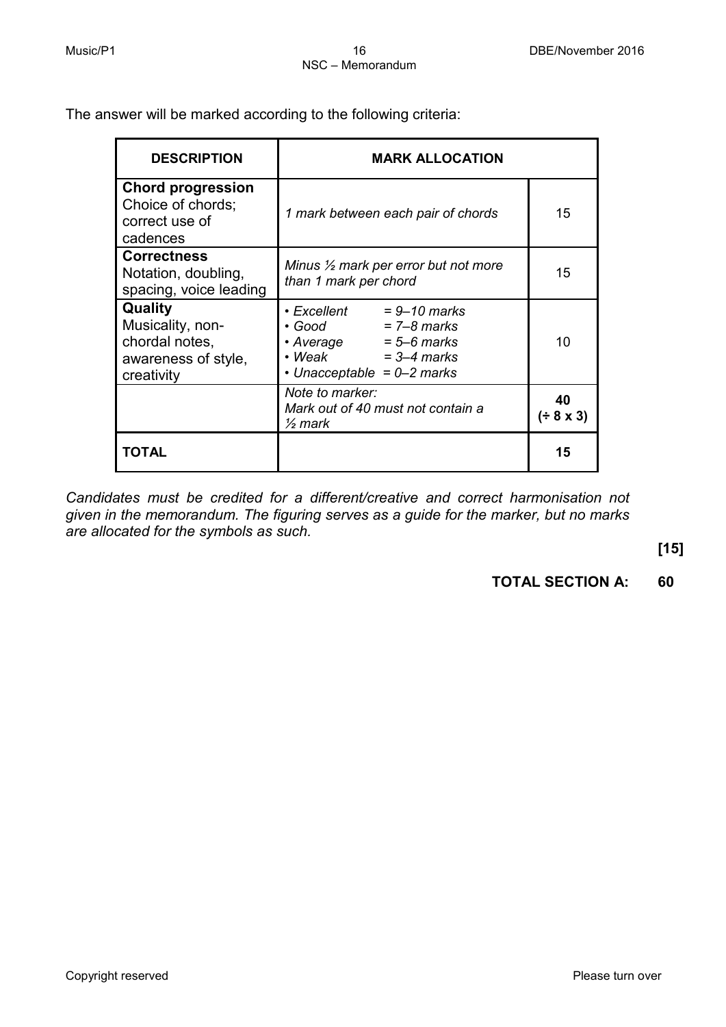The answer will be marked according to the following criteria:

| DESCRIPTION | MARK ALLOCATION | |
|---|---|---|
| **Chord progression** Choice of chords; correct use of cadences | *1 mark between each pair of chords* | 15 |
| **Correctness** Notation, doubling, spacing, voice leading | *Minus ½ mark per error but not more than 1 mark per chord* | 15 |
| **Quality** Musicality, non-chordal notes, awareness of style, creativity | *• Excellent = 9–10 marks*<br>*• Good = 7–8 marks*<br>*• Average = 5–6 marks*<br>*• Weak = 3–4 marks*<br>*• Unacceptable = 0–2 marks* | 10 |
| | *Note to marker: Mark out of 40 must not contain a ½ mark* | **40 (÷ 8 x 3)** |
| **TOTAL** | | **15** |

*Candidates must be credited for a different/creative and correct harmonisation not given in the memorandum. The figuring serves as a guide for the marker, but no marks are allocated for the symbols as such.*

**[15]**

**TOTAL SECTION A: 60**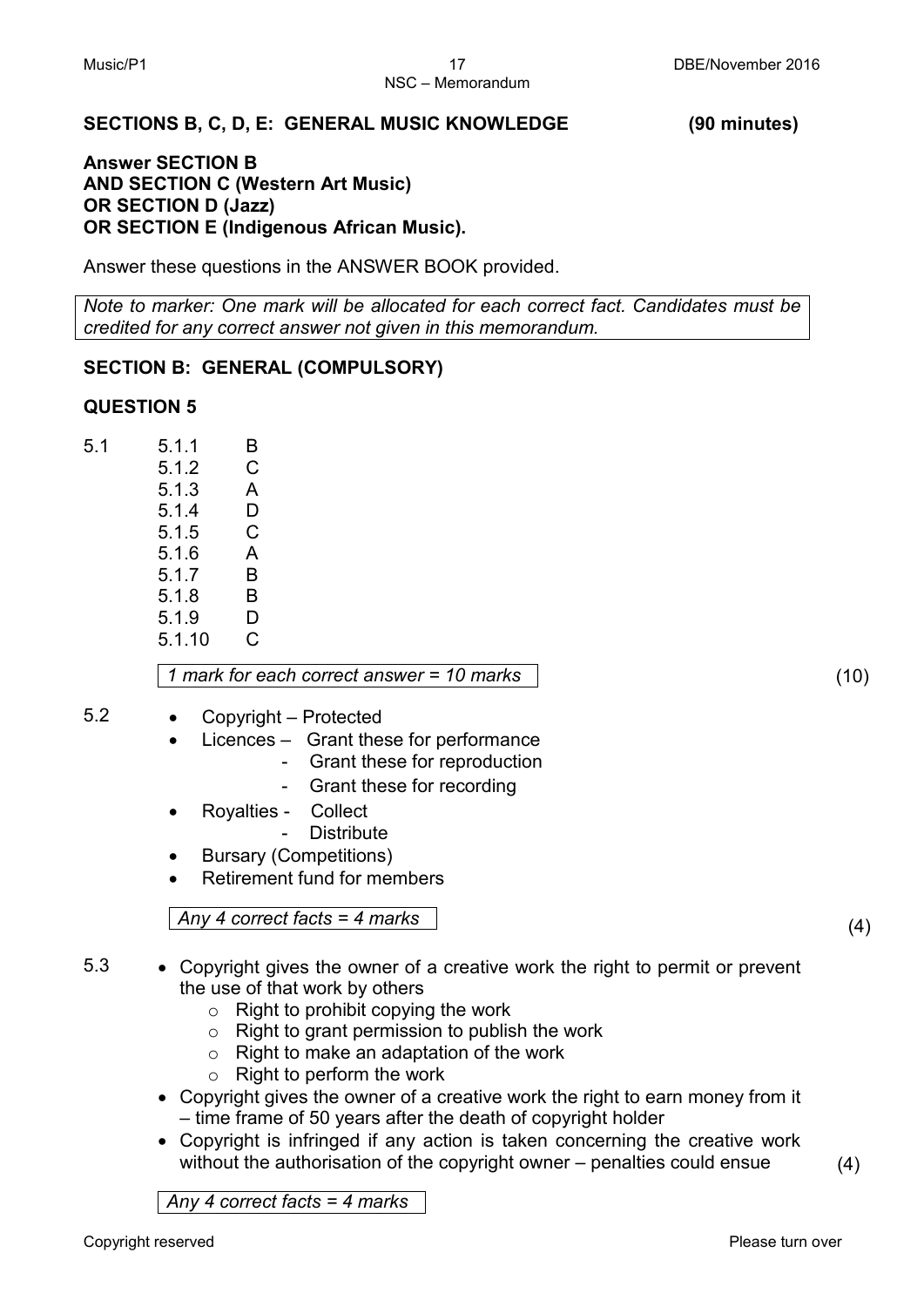## SECTIONS B, C, D, E: GENERAL MUSIC KNOWLEDGE (90 minutes)

**Answer SECTION B**
**AND SECTION C (Western Art Music)**
**OR SECTION D (Jazz)**
**OR SECTION E (Indigenous African Music).**

Answer these questions in the ANSWER BOOK provided.

*Note to marker: One mark will be allocated for each correct fact. Candidates must be credited for any correct answer not given in this memorandum.*

## SECTION B: GENERAL (COMPULSORY)

### QUESTION 5

5.1

| | |
|---|---|
| 5.1.1 | B |
| 5.1.2 | C |
| 5.1.3 | A |
| 5.1.4 | D |
| 5.1.5 | C |
| 5.1.6 | A |
| 5.1.7 | B |
| 5.1.8 | B |
| 5.1.9 | D |
| 5.1.10 | C |

*1 mark for each correct answer = 10 marks* (10)

5.2

- Copyright – Protected
- Licences – Grant these for performance
  - Grant these for reproduction
  - Grant these for recording
- Royalties - Collect
  - Distribute
- Bursary (Competitions)
- Retirement fund for members

*Any 4 correct facts = 4 marks* (4)

5.3

- Copyright gives the owner of a creative work the right to permit or prevent the use of that work by others
  - Right to prohibit copying the work
  - Right to grant permission to publish the work
  - Right to make an adaptation of the work
  - Right to perform the work
- Copyright gives the owner of a creative work the right to earn money from it – time frame of 50 years after the death of copyright holder
- Copyright is infringed if any action is taken concerning the creative work without the authorisation of the copyright owner – penalties could ensue (4)

*Any 4 correct facts = 4 marks*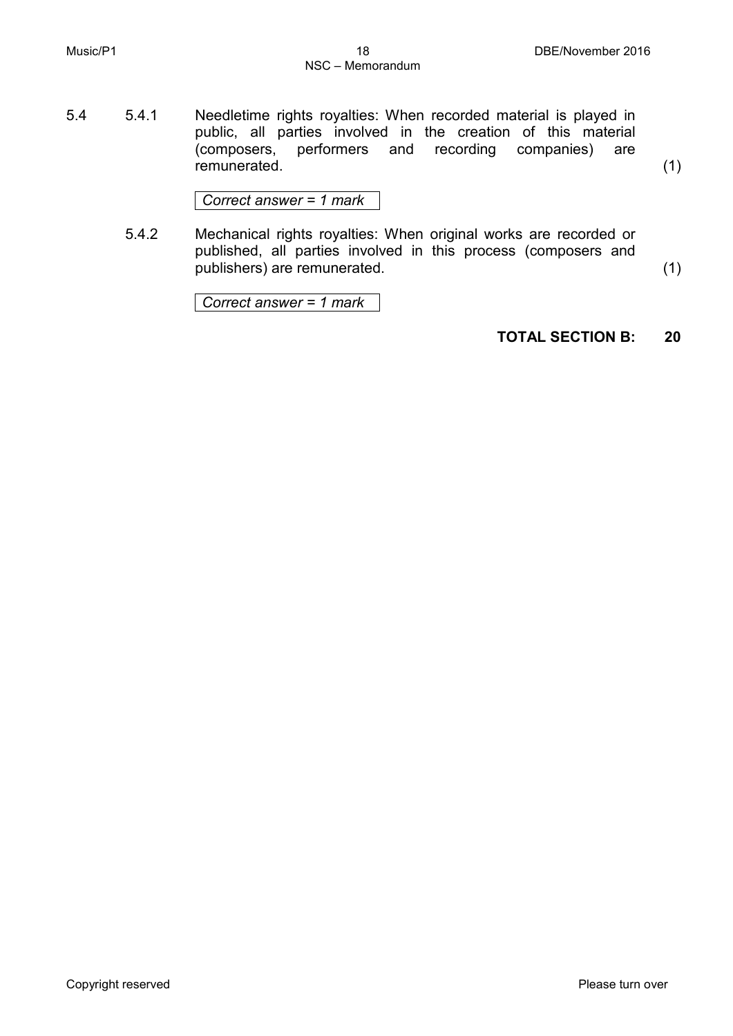5.4 5.4.1 Needletime rights royalties: When recorded material is played in public, all parties involved in the creation of this material (composers, performers and recording companies) are remunerated. (1)

*Correct answer = 1 mark*

5.4.2 Mechanical rights royalties: When original works are recorded or published, all parties involved in this process (composers and publishers) are remunerated. (1)

*Correct answer = 1 mark*

**TOTAL SECTION B: 20**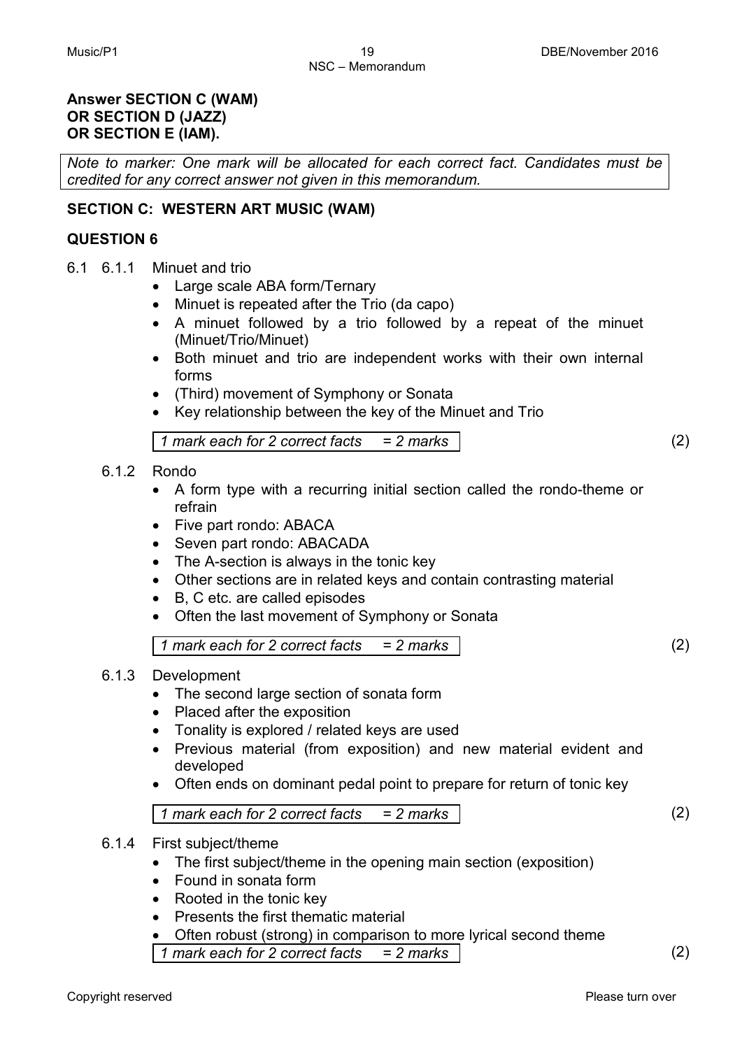**Answer SECTION C (WAM)**
**OR SECTION D (JAZZ)**
**OR SECTION E (IAM).**

*Note to marker: One mark will be allocated for each correct fact. Candidates must be credited for any correct answer not given in this memorandum.*

## SECTION C: WESTERN ART MUSIC (WAM)

### QUESTION 6

6.1 6.1.1 Minuet and trio

- Large scale ABA form/Ternary
- Minuet is repeated after the Trio (da capo)
- A minuet followed by a trio followed by a repeat of the minuet (Minuet/Trio/Minuet)
- Both minuet and trio are independent works with their own internal forms
- (Third) movement of Symphony or Sonata
- Key relationship between the key of the Minuet and Trio

*1 mark each for 2 correct facts = 2 marks* (2)

6.1.2 Rondo

- A form type with a recurring initial section called the rondo-theme or refrain
- Five part rondo: ABACA
- Seven part rondo: ABACADA
- The A-section is always in the tonic key
- Other sections are in related keys and contain contrasting material
- B, C etc. are called episodes
- Often the last movement of Symphony or Sonata

*1 mark each for 2 correct facts = 2 marks* (2)

6.1.3 Development

- The second large section of sonata form
- Placed after the exposition
- Tonality is explored / related keys are used
- Previous material (from exposition) and new material evident and developed
- Often ends on dominant pedal point to prepare for return of tonic key

*1 mark each for 2 correct facts = 2 marks* (2)

6.1.4 First subject/theme

- The first subject/theme in the opening main section (exposition)
- Found in sonata form
- Rooted in the tonic key
- Presents the first thematic material
- Often robust (strong) in comparison to more lyrical second theme

*1 mark each for 2 correct facts = 2 marks* (2)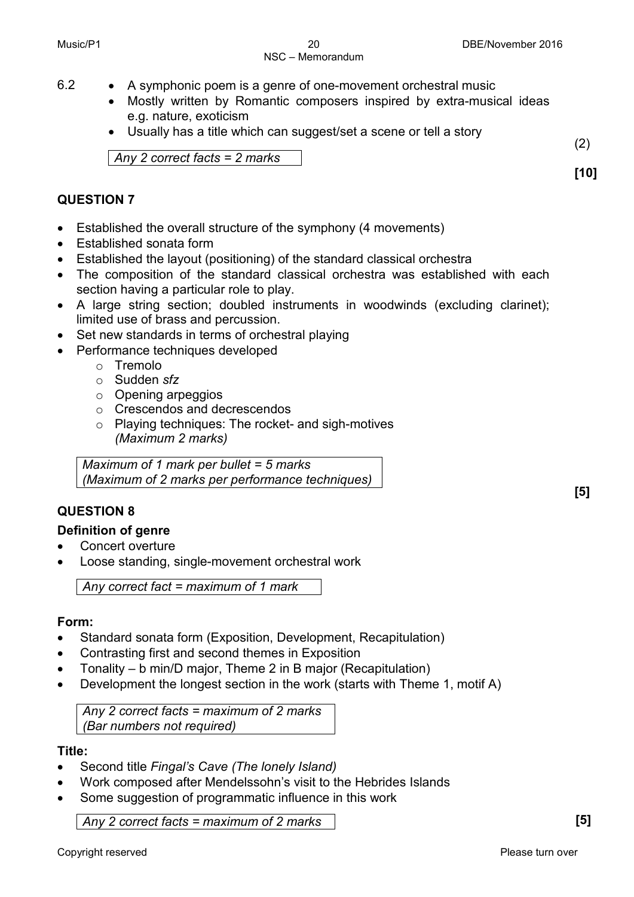6.2

- A symphonic poem is a genre of one-movement orchestral music
- Mostly written by Romantic composers inspired by extra-musical ideas e.g. nature, exoticism
- Usually has a title which can suggest/set a scene or tell a story

*Any 2 correct facts = 2 marks*

(2)

**[10]**

## QUESTION 7

- Established the overall structure of the symphony (4 movements)
- Established sonata form
- Established the layout (positioning) of the standard classical orchestra
- The composition of the standard classical orchestra was established with each section having a particular role to play.
- A large string section; doubled instruments in woodwinds (excluding clarinet); limited use of brass and percussion.
- Set new standards in terms of orchestral playing
- Performance techniques developed
  - Tremolo
  - Sudden *sfz*
  - Opening arpeggios
  - Crescendos and decrescendos
  - Playing techniques: The rocket- and sigh-motives
    *(Maximum 2 marks)*

*Maximum of 1 mark per bullet = 5 marks*
*(Maximum of 2 marks per performance techniques)*

**[5]**

## QUESTION 8

### Definition of genre

- Concert overture
- Loose standing, single-movement orchestral work

*Any correct fact = maximum of 1 mark*

### Form:

- Standard sonata form (Exposition, Development, Recapitulation)
- Contrasting first and second themes in Exposition
- Tonality – b min/D major, Theme 2 in B major (Recapitulation)
- Development the longest section in the work (starts with Theme 1, motif A)

*Any 2 correct facts = maximum of 2 marks*
*(Bar numbers not required)*

### Title:

- Second title *Fingal's Cave (The lonely Island)*
- Work composed after Mendelssohn's visit to the Hebrides Islands
- Some suggestion of programmatic influence in this work

*Any 2 correct facts = maximum of 2 marks*

**[5]**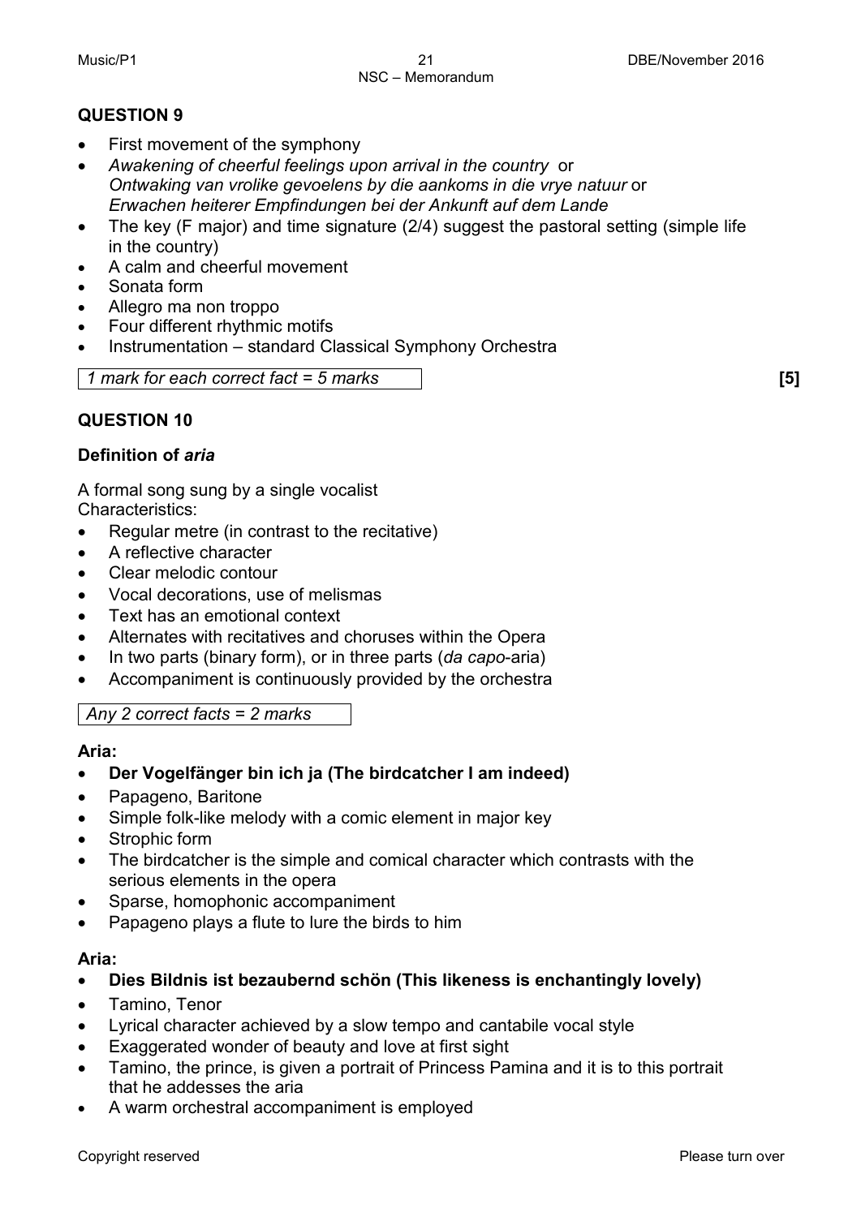## QUESTION 9

- First movement of the symphony
- *Awakening of cheerful feelings upon arrival in the country* or *Ontwaking van vrolike gevoelens by die aankoms in die vrye natuur* or *Erwachen heiterer Empfindungen bei der Ankunft auf dem Lande*
- The key (F major) and time signature (2/4) suggest the pastoral setting (simple life in the country)
- A calm and cheerful movement
- Sonata form
- Allegro ma non troppo
- Four different rhythmic motifs
- Instrumentation – standard Classical Symphony Orchestra

*1 mark for each correct fact = 5 marks* **[5]**

## QUESTION 10

### Definition of *aria*

A formal song sung by a single vocalist
Characteristics:

- Regular metre (in contrast to the recitative)
- A reflective character
- Clear melodic contour
- Vocal decorations, use of melismas
- Text has an emotional context
- Alternates with recitatives and choruses within the Opera
- In two parts (binary form), or in three parts (*da capo*-aria)
- Accompaniment is continuously provided by the orchestra

*Any 2 correct facts = 2 marks*

**Aria:**

- **Der Vogelfänger bin ich ja (The birdcatcher I am indeed)**
- Papageno, Baritone
- Simple folk-like melody with a comic element in major key
- Strophic form
- The birdcatcher is the simple and comical character which contrasts with the serious elements in the opera
- Sparse, homophonic accompaniment
- Papageno plays a flute to lure the birds to him

**Aria:**

- **Dies Bildnis ist bezaubernd schön (This likeness is enchantingly lovely)**
- Tamino, Tenor
- Lyrical character achieved by a slow tempo and cantabile vocal style
- Exaggerated wonder of beauty and love at first sight
- Tamino, the prince, is given a portrait of Princess Pamina and it is to this portrait that he addesses the aria
- A warm orchestral accompaniment is employed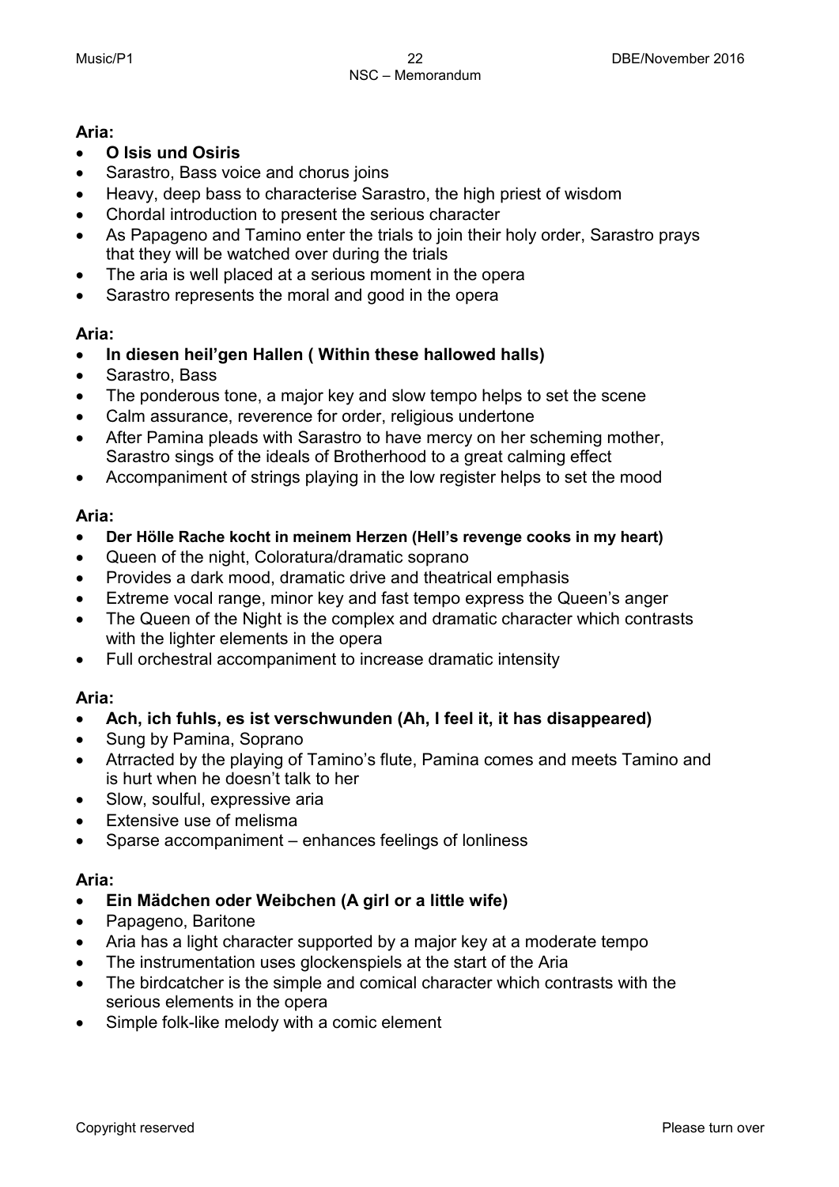**Aria:**

- **O Isis und Osiris**
- Sarastro, Bass voice and chorus joins
- Heavy, deep bass to characterise Sarastro, the high priest of wisdom
- Chordal introduction to present the serious character
- As Papageno and Tamino enter the trials to join their holy order, Sarastro prays that they will be watched over during the trials
- The aria is well placed at a serious moment in the opera
- Sarastro represents the moral and good in the opera

**Aria:**

- **In diesen heil'gen Hallen ( Within these hallowed halls)**
- Sarastro, Bass
- The ponderous tone, a major key and slow tempo helps to set the scene
- Calm assurance, reverence for order, religious undertone
- After Pamina pleads with Sarastro to have mercy on her scheming mother, Sarastro sings of the ideals of Brotherhood to a great calming effect
- Accompaniment of strings playing in the low register helps to set the mood

**Aria:**

- **Der Hölle Rache kocht in meinem Herzen (Hell's revenge cooks in my heart)**
- Queen of the night, Coloratura/dramatic soprano
- Provides a dark mood, dramatic drive and theatrical emphasis
- Extreme vocal range, minor key and fast tempo express the Queen's anger
- The Queen of the Night is the complex and dramatic character which contrasts with the lighter elements in the opera
- Full orchestral accompaniment to increase dramatic intensity

**Aria:**

- **Ach, ich fuhls, es ist verschwunden (Ah, I feel it, it has disappeared)**
- Sung by Pamina, Soprano
- Atrracted by the playing of Tamino's flute, Pamina comes and meets Tamino and is hurt when he doesn't talk to her
- Slow, soulful, expressive aria
- Extensive use of melisma
- Sparse accompaniment – enhances feelings of lonliness

**Aria:**

- **Ein Mädchen oder Weibchen (A girl or a little wife)**
- Papageno, Baritone
- Aria has a light character supported by a major key at a moderate tempo
- The instrumentation uses glockenspiels at the start of the Aria
- The birdcatcher is the simple and comical character which contrasts with the serious elements in the opera
- Simple folk-like melody with a comic element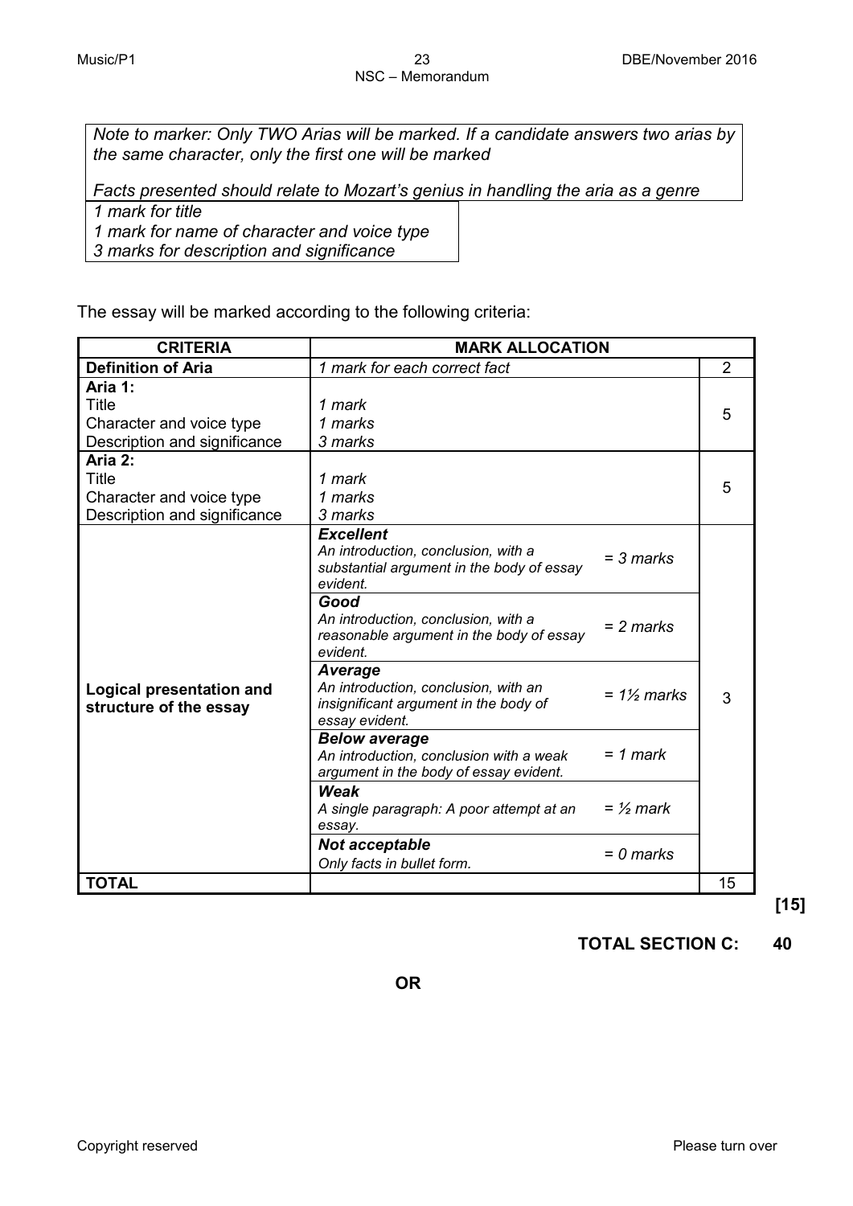*Note to marker: Only TWO Arias will be marked. If a candidate answers two arias by the same character, only the first one will be marked*

*Facts presented should relate to Mozart's genius in handling the aria as a genre*

*1 mark for title*
*1 mark for name of character and voice type*
*3 marks for description and significance*

The essay will be marked according to the following criteria:

| CRITERIA | MARK ALLOCATION | | |
|---|---|---|---|
| **Definition of Aria** | *1 mark for each correct fact* | | 2 |
| **Aria 1:**<br>Title<br>Character and voice type<br>Description and significance | *1 mark*<br>*1 marks*<br>*3 marks* | | 5 |
| **Aria 2:**<br>Title<br>Character and voice type<br>Description and significance | *1 mark*<br>*1 marks*<br>*3 marks* | | 5 |
| **Logical presentation and structure of the essay** | ***Excellent***<br>*An introduction, conclusion, with a substantial argument in the body of essay evident.* | *= 3 marks* | 3 |
| | ***Good***<br>*An introduction, conclusion, with a reasonable argument in the body of essay evident.* | *= 2 marks* | |
| | ***Average***<br>*An introduction, conclusion, with an insignificant argument in the body of essay evident.* | *= 1½ marks* | |
| | ***Below average***<br>*An introduction, conclusion with a weak argument in the body of essay evident.* | *= 1 mark* | |
| | ***Weak***<br>*A single paragraph: A poor attempt at an essay.* | *= ½ mark* | |
| | ***Not acceptable***<br>*Only facts in bullet form.* | *= 0 marks* | |
| **TOTAL** | | | 15 |

**[15]**

**TOTAL SECTION C: 40**

**OR**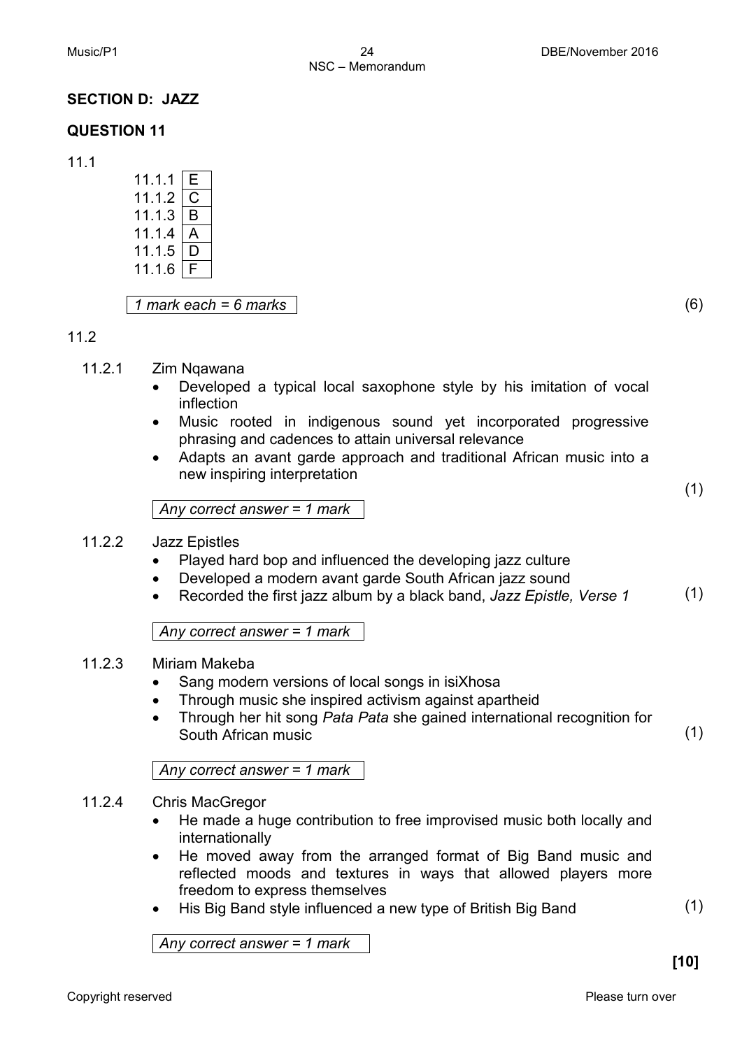## SECTION D: JAZZ

### QUESTION 11

11.1

| | |
|---|---|
| 11.1.1 | E |
| 11.1.2 | C |
| 11.1.3 | B |
| 11.1.4 | A |
| 11.1.5 | D |
| 11.1.6 | F |

*1 mark each = 6 marks* (6)

11.2

11.2.1 Zim Nqawana

- Developed a typical local saxophone style by his imitation of vocal inflection
- Music rooted in indigenous sound yet incorporated progressive phrasing and cadences to attain universal relevance
- Adapts an avant garde approach and traditional African music into a new inspiring interpretation

*Any correct answer = 1 mark* (1)

11.2.2 Jazz Epistles

- Played hard bop and influenced the developing jazz culture
- Developed a modern avant garde South African jazz sound
- Recorded the first jazz album by a black band, *Jazz Epistle, Verse 1*

*Any correct answer = 1 mark* (1)

11.2.3 Miriam Makeba

- Sang modern versions of local songs in isiXhosa
- Through music she inspired activism against apartheid
- Through her hit song *Pata Pata* she gained international recognition for South African music

*Any correct answer = 1 mark* (1)

11.2.4 Chris MacGregor

- He made a huge contribution to free improvised music both locally and internationally
- He moved away from the arranged format of Big Band music and reflected moods and textures in ways that allowed players more freedom to express themselves
- His Big Band style influenced a new type of British Big Band

*Any correct answer = 1 mark* (1)

**[10]**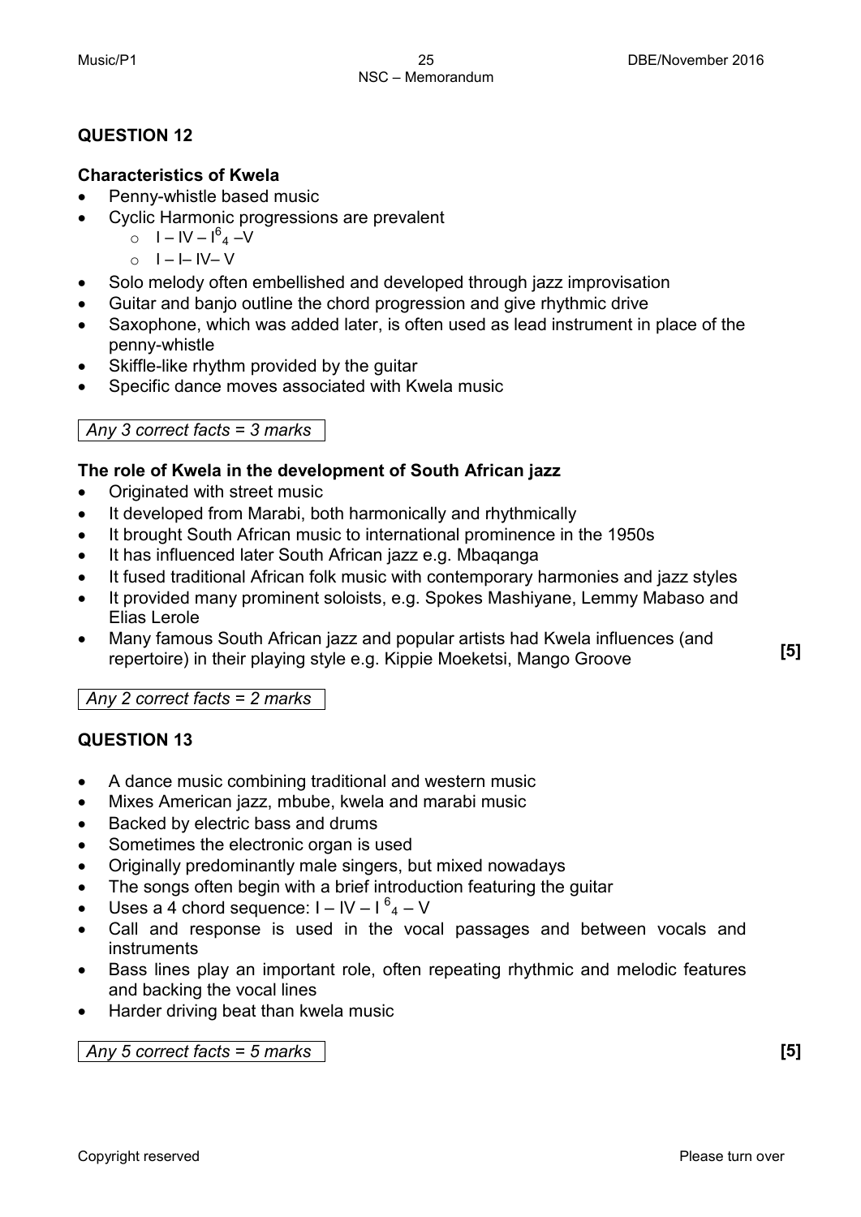## QUESTION 12

**Characteristics of Kwela**

- Penny-whistle based music
- Cyclic Harmonic progressions are prevalent
  - $I - IV - I^6_4 - V$
  - $I - I - IV - V$
- Solo melody often embellished and developed through jazz improvisation
- Guitar and banjo outline the chord progression and give rhythmic drive
- Saxophone, which was added later, is often used as lead instrument in place of the penny-whistle
- Skiffle-like rhythm provided by the guitar
- Specific dance moves associated with Kwela music

*Any 3 correct facts = 3 marks*

**The role of Kwela in the development of South African jazz**

- Originated with street music
- It developed from Marabi, both harmonically and rhythmically
- It brought South African music to international prominence in the 1950s
- It has influenced later South African jazz e.g. Mbaqanga
- It fused traditional African folk music with contemporary harmonies and jazz styles
- It provided many prominent soloists, e.g. Spokes Mashiyane, Lemmy Mabaso and Elias Lerole
- Many famous South African jazz and popular artists had Kwela influences (and repertoire) in their playing style e.g. Kippie Moeketsi, Mango Groove **[5]**

*Any 2 correct facts = 2 marks*

## QUESTION 13

- A dance music combining traditional and western music
- Mixes American jazz, mbube, kwela and marabi music
- Backed by electric bass and drums
- Sometimes the electronic organ is used
- Originally predominantly male singers, but mixed nowadays
- The songs often begin with a brief introduction featuring the guitar
- Uses a 4 chord sequence: $I - IV - I^6_4 - V$
- Call and response is used in the vocal passages and between vocals and instruments
- Bass lines play an important role, often repeating rhythmic and melodic features and backing the vocal lines
- Harder driving beat than kwela music

*Any 5 correct facts = 5 marks* **[5]**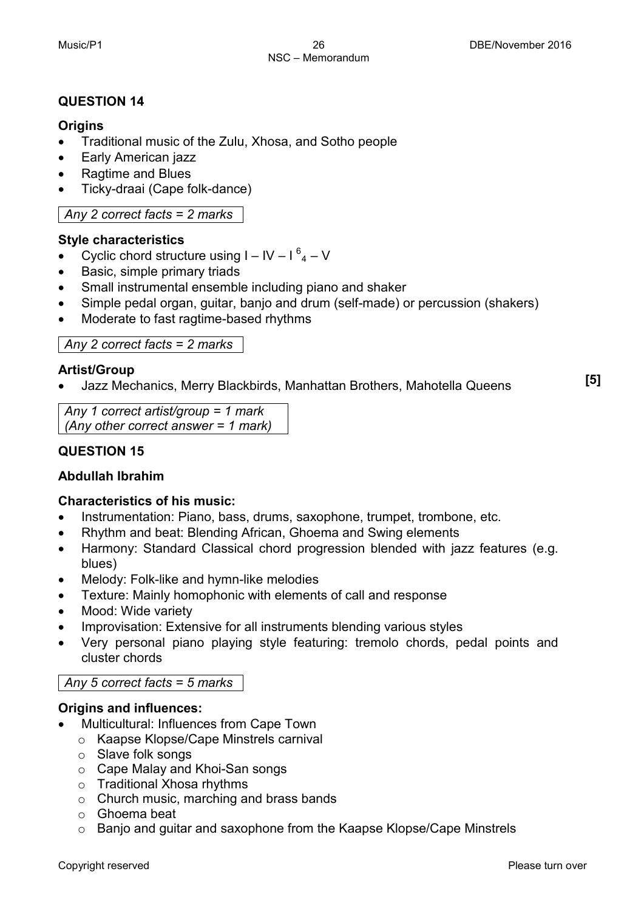## QUESTION 14

**Origins**

- Traditional music of the Zulu, Xhosa, and Sotho people
- Early American jazz
- Ragtime and Blues
- Ticky-draai (Cape folk-dance)

*Any 2 correct facts = 2 marks*

**Style characteristics**

- Cyclic chord structure using I – IV – $I^6_4$ – V
- Basic, simple primary triads
- Small instrumental ensemble including piano and shaker
- Simple pedal organ, guitar, banjo and drum (self-made) or percussion (shakers)
- Moderate to fast ragtime-based rhythms

*Any 2 correct facts = 2 marks*

**Artist/Group**

- Jazz Mechanics, Merry Blackbirds, Manhattan Brothers, Mahotella Queens

**[5]**

*Any 1 correct artist/group = 1 mark*
*(Any other correct answer = 1 mark)*

## QUESTION 15

**Abdullah Ibrahim**

**Characteristics of his music:**

- Instrumentation: Piano, bass, drums, saxophone, trumpet, trombone, etc.
- Rhythm and beat: Blending African, Ghoema and Swing elements
- Harmony: Standard Classical chord progression blended with jazz features (e.g. blues)
- Melody: Folk-like and hymn-like melodies
- Texture: Mainly homophonic with elements of call and response
- Mood: Wide variety
- Improvisation: Extensive for all instruments blending various styles
- Very personal piano playing style featuring: tremolo chords, pedal points and cluster chords

*Any 5 correct facts = 5 marks*

**Origins and influences:**

- Multicultural: Influences from Cape Town
  - Kaapse Klopse/Cape Minstrels carnival
  - Slave folk songs
  - Cape Malay and Khoi-San songs
  - Traditional Xhosa rhythms
  - Church music, marching and brass bands
  - Ghoema beat
  - Banjo and guitar and saxophone from the Kaapse Klopse/Cape Minstrels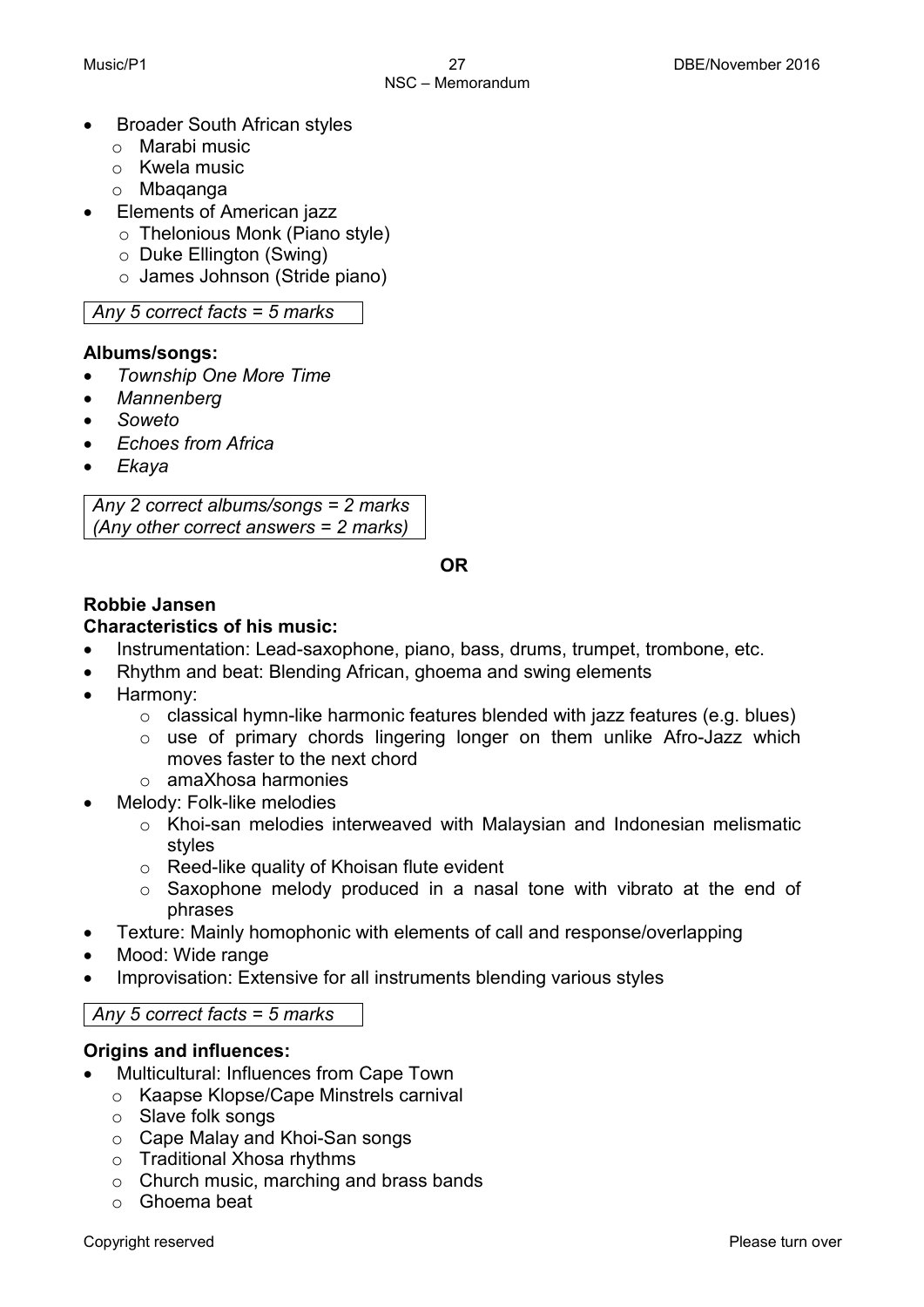- Broader South African styles
  - Marabi music
  - Kwela music
  - Mbaqanga
- Elements of American jazz
  - Thelonious Monk (Piano style)
  - Duke Ellington (Swing)
  - James Johnson (Stride piano)

*Any 5 correct facts = 5 marks*

**Albums/songs:**

- *Township One More Time*
- *Mannenberg*
- *Soweto*
- *Echoes from Africa*
- *Ekaya*

*Any 2 correct albums/songs = 2 marks*
*(Any other correct answers = 2 marks)*

**OR**

**Robbie Jansen**

**Characteristics of his music:**

- Instrumentation: Lead-saxophone, piano, bass, drums, trumpet, trombone, etc.
- Rhythm and beat: Blending African, ghoema and swing elements
- Harmony:
  - classical hymn-like harmonic features blended with jazz features (e.g. blues)
  - use of primary chords lingering longer on them unlike Afro-Jazz which moves faster to the next chord
  - amaXhosa harmonies
- Melody: Folk-like melodies
  - Khoi-san melodies interweaved with Malaysian and Indonesian melismatic styles
  - Reed-like quality of Khoisan flute evident
  - Saxophone melody produced in a nasal tone with vibrato at the end of phrases
- Texture: Mainly homophonic with elements of call and response/overlapping
- Mood: Wide range
- Improvisation: Extensive for all instruments blending various styles

*Any 5 correct facts = 5 marks*

**Origins and influences:**

- Multicultural: Influences from Cape Town
  - Kaapse Klopse/Cape Minstrels carnival
  - Slave folk songs
  - Cape Malay and Khoi-San songs
  - Traditional Xhosa rhythms
  - Church music, marching and brass bands
  - Ghoema beat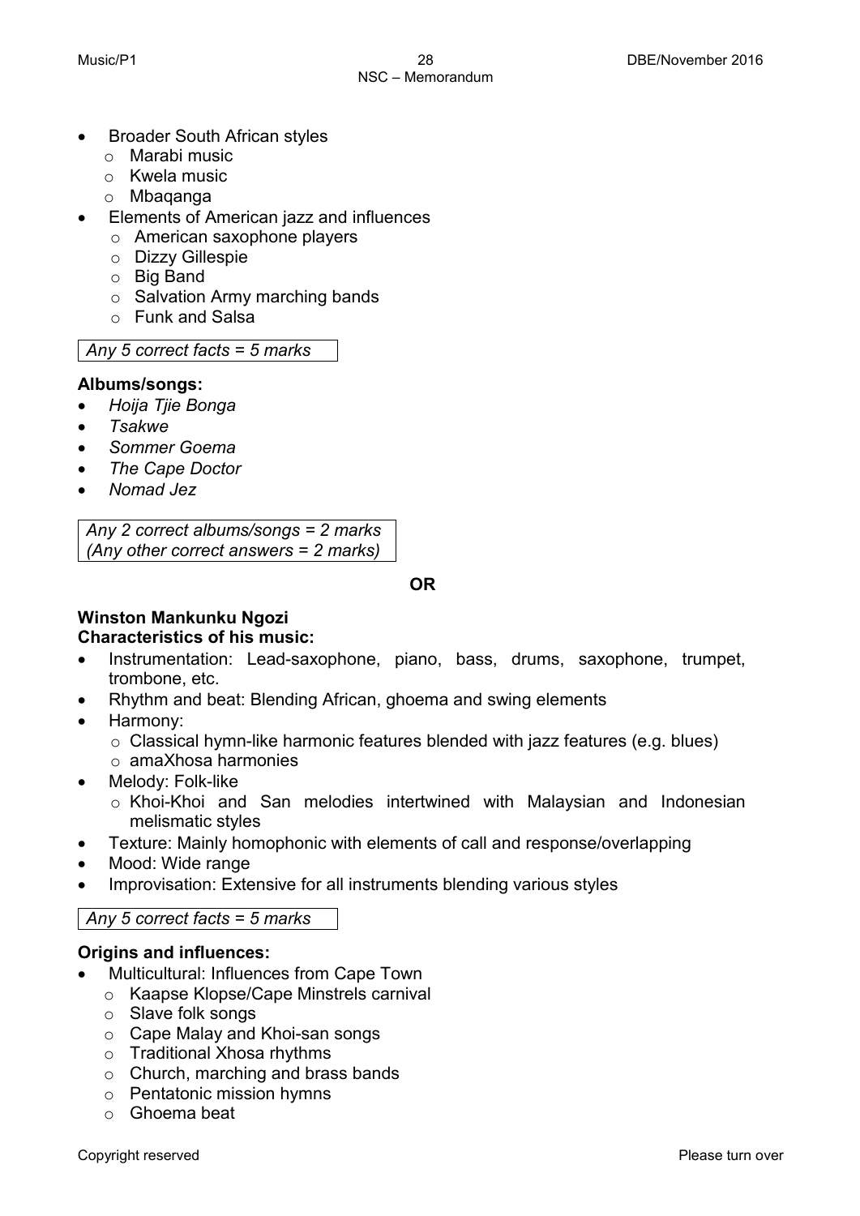- Broader South African styles
  - Marabi music
  - Kwela music
  - Mbaqanga
- Elements of American jazz and influences
  - American saxophone players
  - Dizzy Gillespie
  - Big Band
  - Salvation Army marching bands
  - Funk and Salsa

*Any 5 correct facts = 5 marks*

**Albums/songs:**

- *Hoija Tjie Bonga*
- *Tsakwe*
- *Sommer Goema*
- *The Cape Doctor*
- *Nomad Jez*

*Any 2 correct albums/songs = 2 marks*
*(Any other correct answers = 2 marks)*

**OR**

**Winston Mankunku Ngozi**
**Characteristics of his music:**

- Instrumentation: Lead-saxophone, piano, bass, drums, saxophone, trumpet, trombone, etc.
- Rhythm and beat: Blending African, ghoema and swing elements
- Harmony:
  - Classical hymn-like harmonic features blended with jazz features (e.g. blues)
  - amaXhosa harmonies
- Melody: Folk-like
  - Khoi-Khoi and San melodies intertwined with Malaysian and Indonesian melismatic styles
- Texture: Mainly homophonic with elements of call and response/overlapping
- Mood: Wide range
- Improvisation: Extensive for all instruments blending various styles

*Any 5 correct facts = 5 marks*

**Origins and influences:**

- Multicultural: Influences from Cape Town
  - Kaapse Klopse/Cape Minstrels carnival
  - Slave folk songs
  - Cape Malay and Khoi-san songs
  - Traditional Xhosa rhythms
  - Church, marching and brass bands
  - Pentatonic mission hymns
  - Ghoema beat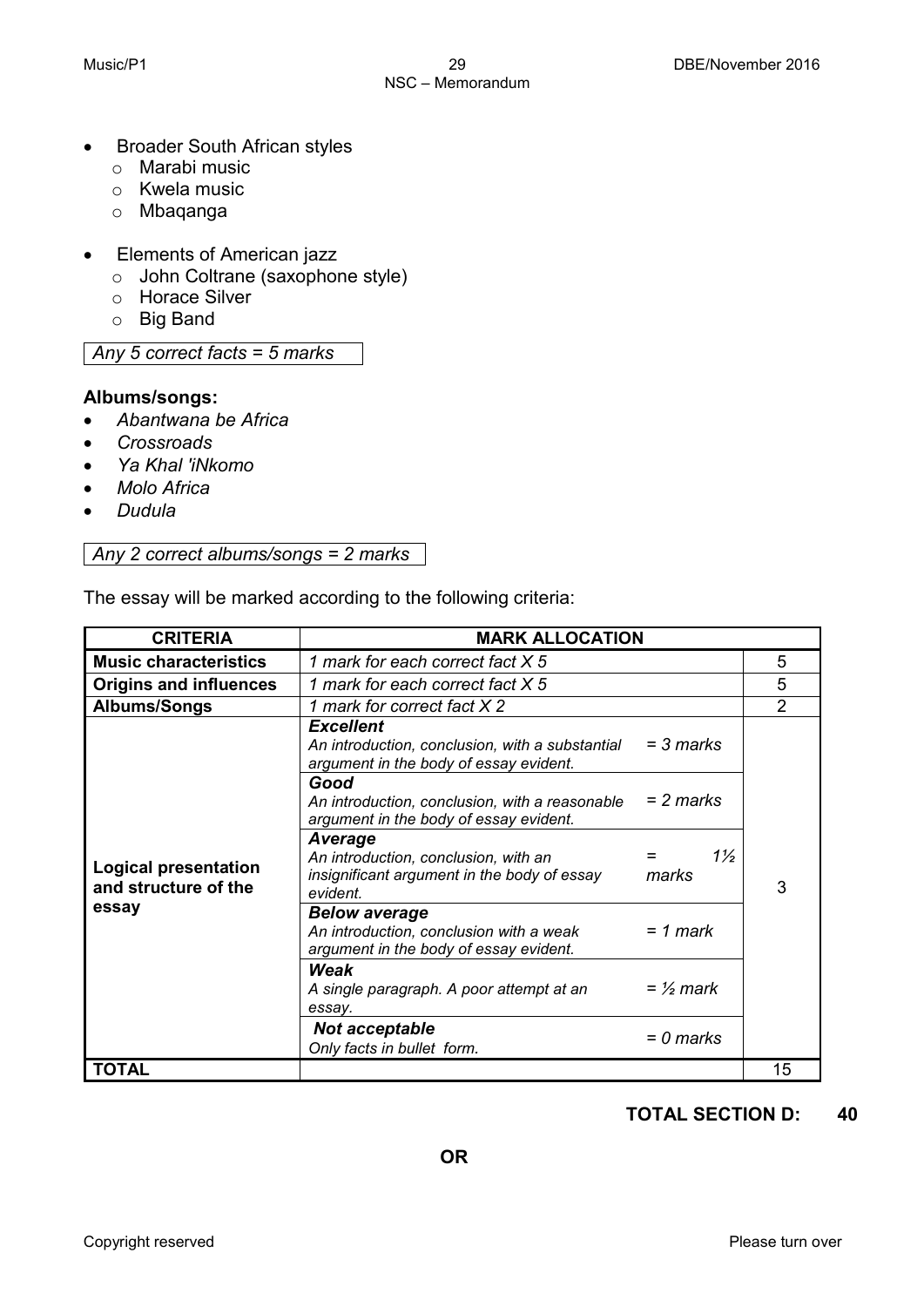- Broader South African styles
  - Marabi music
  - Kwela music
  - Mbaqanga

- Elements of American jazz
  - John Coltrane (saxophone style)
  - Horace Silver
  - Big Band

*Any 5 correct facts = 5 marks*

**Albums/songs:**

- *Abantwana be Africa*
- *Crossroads*
- *Ya Khal 'iNkomo*
- *Molo Africa*
- *Dudula*

*Any 2 correct albums/songs = 2 marks*

The essay will be marked according to the following criteria:

| CRITERIA | MARK ALLOCATION | | |
|---|---|---|---|
| **Music characteristics** | *1 mark for each correct fact X 5* | | 5 |
| **Origins and influences** | *1 mark for each correct fact X 5* | | 5 |
| **Albums/Songs** | *1 mark for correct fact X 2* | | 2 |
| **Logical presentation and structure of the essay** | ***Excellent*** *An introduction, conclusion, with a substantial argument in the body of essay evident.* | *= 3 marks* | 3 |
| | ***Good*** *An introduction, conclusion, with a reasonable argument in the body of essay evident.* | *= 2 marks* | |
| | ***Average*** *An introduction, conclusion, with an insignificant argument in the body of essay evident.* | *= 1½ marks* | |
| | ***Below average*** *An introduction, conclusion with a weak argument in the body of essay evident.* | *= 1 mark* | |
| | ***Weak*** *A single paragraph. A poor attempt at an essay.* | *= ½ mark* | |
| | ***Not acceptable*** *Only facts in bullet form.* | *= 0 marks* | |
| **TOTAL** | | | 15 |

**TOTAL SECTION D: 40**

**OR**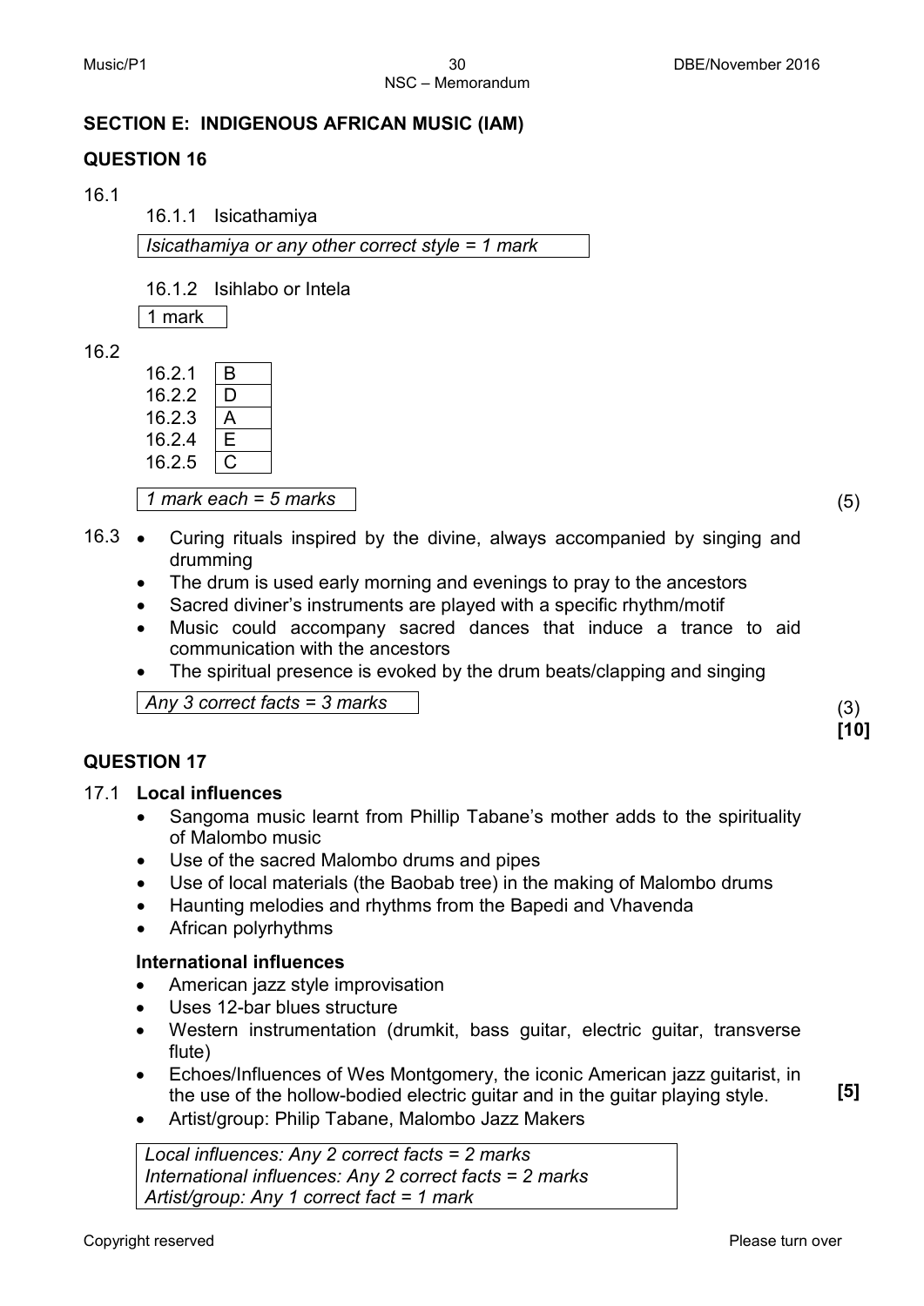## SECTION E: INDIGENOUS AFRICAN MUSIC (IAM)

### QUESTION 16

16.1

16.1.1 Isicathamiya

*Isicathamiya or any other correct style = 1 mark*

16.1.2 Isihlabo or Intela

1 mark

16.2

| | |
|---|---|
| 16.2.1 | B |
| 16.2.2 | D |
| 16.2.3 | A |
| 16.2.4 | E |
| 16.2.5 | C |

*1 mark each = 5 marks* (5)

16.3
- Curing rituals inspired by the divine, always accompanied by singing and drumming
- The drum is used early morning and evenings to pray to the ancestors
- Sacred diviner's instruments are played with a specific rhythm/motif
- Music could accompany sacred dances that induce a trance to aid communication with the ancestors
- The spiritual presence is evoked by the drum beats/clapping and singing

*Any 3 correct facts = 3 marks* (3)

**[10]**

### QUESTION 17

17.1 **Local influences**
- Sangoma music learnt from Phillip Tabane's mother adds to the spirituality of Malombo music
- Use of the sacred Malombo drums and pipes
- Use of local materials (the Baobab tree) in the making of Malombo drums
- Haunting melodies and rhythms from the Bapedi and Vhavenda
- African polyrhythms

**International influences**
- American jazz style improvisation
- Uses 12-bar blues structure
- Western instrumentation (drumkit, bass guitar, electric guitar, transverse flute)
- Echoes/Influences of Wes Montgomery, the iconic American jazz guitarist, in the use of the hollow-bodied electric guitar and in the guitar playing style.
- Artist/group: Philip Tabane, Malombo Jazz Makers

*Local influences: Any 2 correct facts = 2 marks*
*International influences: Any 2 correct facts = 2 marks*
*Artist/group: Any 1 correct fact = 1 mark*

**[5]**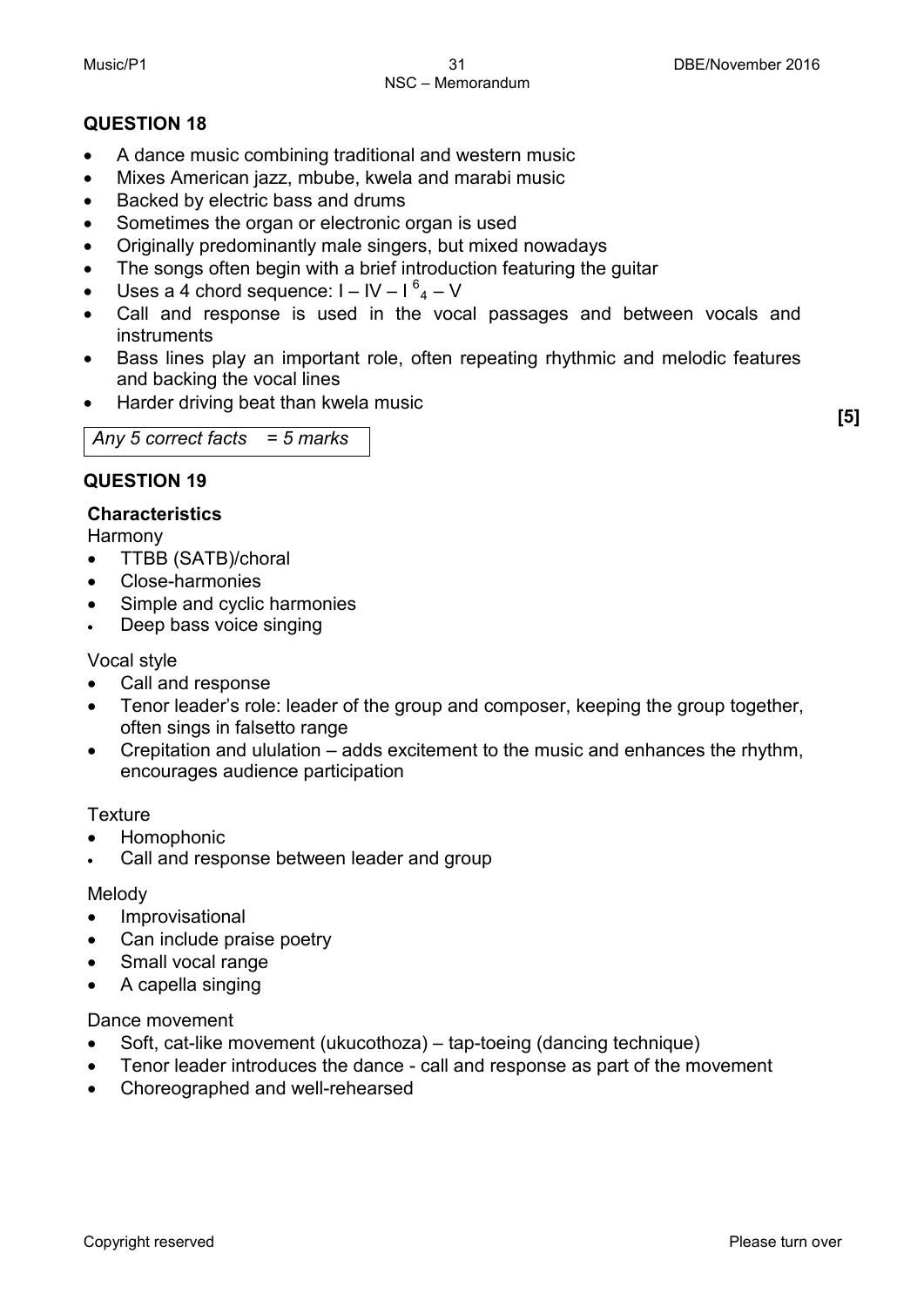## QUESTION 18

- A dance music combining traditional and western music
- Mixes American jazz, mbube, kwela and marabi music
- Backed by electric bass and drums
- Sometimes the organ or electronic organ is used
- Originally predominantly male singers, but mixed nowadays
- The songs often begin with a brief introduction featuring the guitar
- Uses a 4 chord sequence: I – IV – $I^{6}_{4}$ – V
- Call and response is used in the vocal passages and between vocals and instruments
- Bass lines play an important role, often repeating rhythmic and melodic features and backing the vocal lines
- Harder driving beat than kwela music

| *Any 5 correct facts = 5 marks* |
|---|

**[5]**

## QUESTION 19

**Characteristics**

Harmony

- TTBB (SATB)/choral
- Close-harmonies
- Simple and cyclic harmonies
- Deep bass voice singing

Vocal style

- Call and response
- Tenor leader's role: leader of the group and composer, keeping the group together, often sings in falsetto range
- Crepitation and ululation – adds excitement to the music and enhances the rhythm, encourages audience participation

Texture

- Homophonic
- Call and response between leader and group

Melody

- Improvisational
- Can include praise poetry
- Small vocal range
- A capella singing

Dance movement

- Soft, cat-like movement (ukucothoza) – tap-toeing (dancing technique)
- Tenor leader introduces the dance - call and response as part of the movement
- Choreographed and well-rehearsed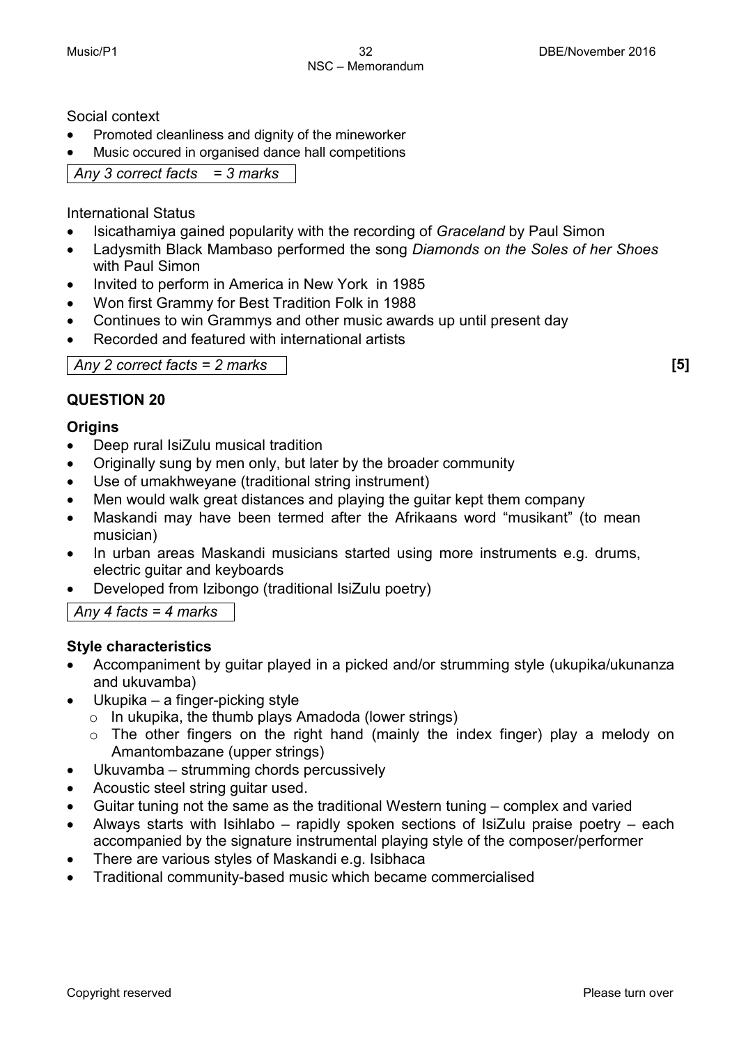Social context

- Promoted cleanliness and dignity of the mineworker
- Music occured in organised dance hall competitions

*Any 3 correct facts = 3 marks*

International Status

- Isicathamiya gained popularity with the recording of *Graceland* by Paul Simon
- Ladysmith Black Mambaso performed the song *Diamonds on the Soles of her Shoes* with Paul Simon
- Invited to perform in America in New York in 1985
- Won first Grammy for Best Tradition Folk in 1988
- Continues to win Grammys and other music awards up until present day
- Recorded and featured with international artists

*Any 2 correct facts = 2 marks* **[5]**

## QUESTION 20

**Origins**

- Deep rural IsiZulu musical tradition
- Originally sung by men only, but later by the broader community
- Use of umakhweyane (traditional string instrument)
- Men would walk great distances and playing the guitar kept them company
- Maskandi may have been termed after the Afrikaans word "musikant" (to mean musician)
- In urban areas Maskandi musicians started using more instruments e.g. drums, electric guitar and keyboards
- Developed from Izibongo (traditional IsiZulu poetry)

*Any 4 facts = 4 marks*

**Style characteristics**

- Accompaniment by guitar played in a picked and/or strumming style (ukupika/ukunanza and ukuvamba)
- Ukupika – a finger-picking style
  - In ukupika, the thumb plays Amadoda (lower strings)
  - The other fingers on the right hand (mainly the index finger) play a melody on Amantombazane (upper strings)
- Ukuvamba – strumming chords percussively
- Acoustic steel string guitar used.
- Guitar tuning not the same as the traditional Western tuning – complex and varied
- Always starts with Isihlabo – rapidly spoken sections of IsiZulu praise poetry – each accompanied by the signature instrumental playing style of the composer/performer
- There are various styles of Maskandi e.g. Isibhaca
- Traditional community-based music which became commercialised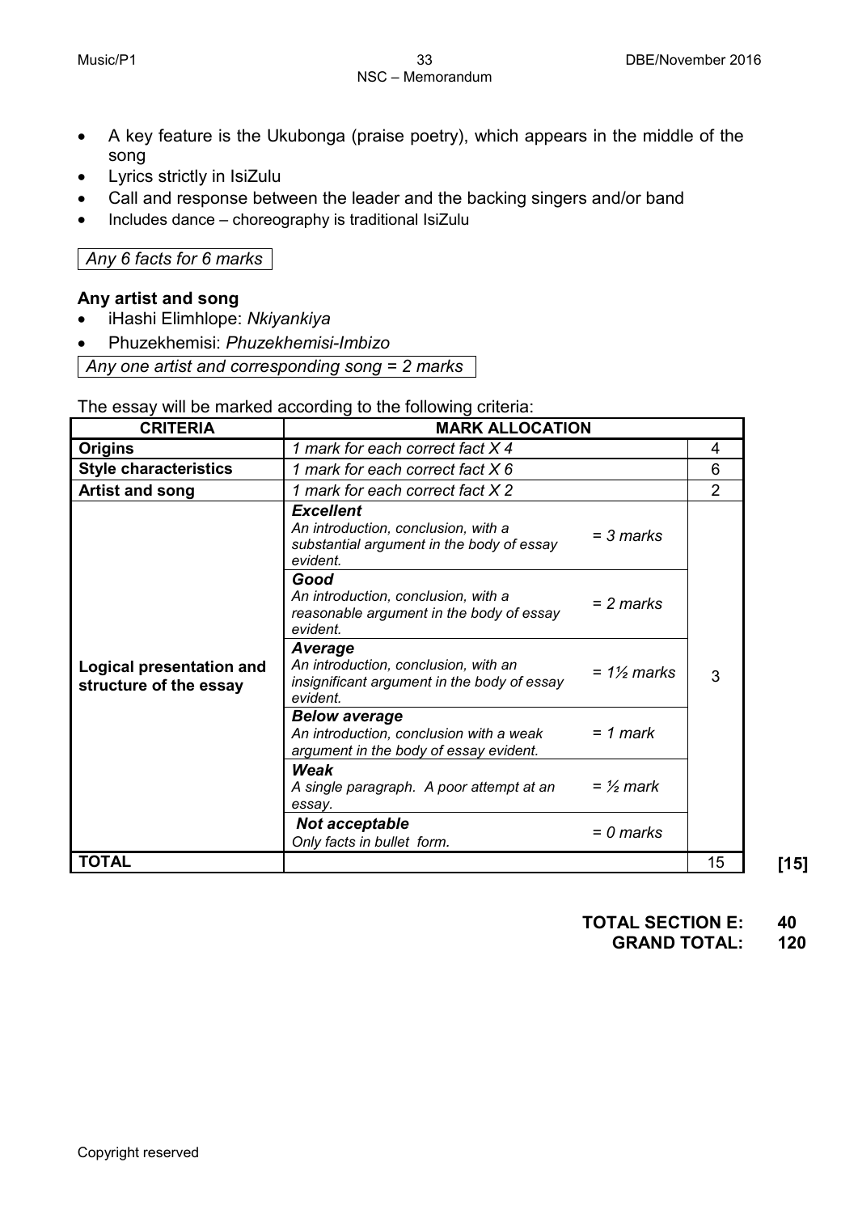- A key feature is the Ukubonga (praise poetry), which appears in the middle of the song
- Lyrics strictly in IsiZulu
- Call and response between the leader and the backing singers and/or band
- Includes dance – choreography is traditional IsiZulu

*Any 6 facts for 6 marks*

**Any artist and song**

- iHashi Elimhlope: *Nkiyankiya*
- Phuzekhemisi: *Phuzekhemisi-Imbizo*

*Any one artist and corresponding song = 2 marks*

The essay will be marked according to the following criteria:

| CRITERIA | MARK ALLOCATION | | |
|---|---|---|---|
| **Origins** | *1 mark for each correct fact X 4* | | 4 |
| **Style characteristics** | *1 mark for each correct fact X 6* | | 6 |
| **Artist and song** | *1 mark for each correct fact X 2* | | 2 |
| **Logical presentation and structure of the essay** | ***Excellent*** *An introduction, conclusion, with a substantial argument in the body of essay evident.* | *= 3 marks* | 3 |
| | ***Good*** *An introduction, conclusion, with a reasonable argument in the body of essay evident.* | *= 2 marks* | |
| | ***Average*** *An introduction, conclusion, with an insignificant argument in the body of essay evident.* | *= 1½ marks* | |
| | ***Below average*** *An introduction, conclusion with a weak argument in the body of essay evident.* | *= 1 mark* | |
| | ***Weak*** *A single paragraph. A poor attempt at an essay.* | *= ½ mark* | |
| | ***Not acceptable*** *Only facts in bullet form.* | *= 0 marks* | |
| **TOTAL** | | | 15 |

**[15]**

**TOTAL SECTION E: 40**

**GRAND TOTAL: 120**